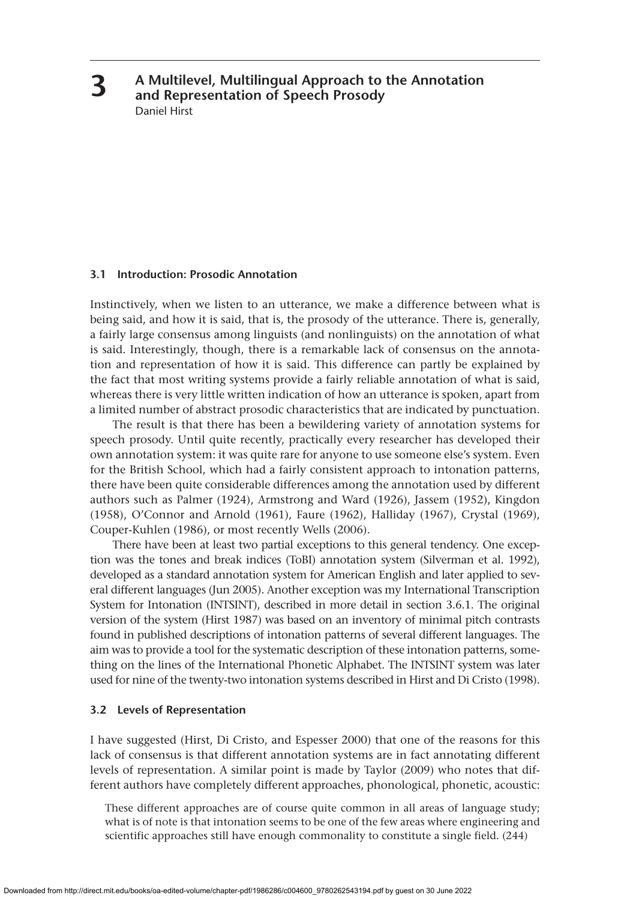# 3 A Multilevel, Multilingual Approach to the Annotation and Representation of Speech Prosody

Daniel Hirst

## 3.1 Introduction: Prosodic Annotation

Instinctively, when we listen to an utterance, we make a difference between what is being said, and how it is said, that is, the prosody of the utterance. There is, generally, a fairly large consensus among linguists (and nonlinguists) on the annotation of what is said. Interestingly, though, there is a remarkable lack of consensus on the annotation and representation of how it is said. This difference can partly be explained by the fact that most writing systems provide a fairly reliable annotation of what is said, whereas there is very little written indication of how an utterance is spoken, apart from a limited number of abstract prosodic characteristics that are indicated by punctuation.

The result is that there has been a bewildering variety of annotation systems for speech prosody. Until quite recently, practically every researcher has developed their own annotation system: it was quite rare for anyone to use someone else's system. Even for the British School, which had a fairly consistent approach to intonation patterns, there have been quite considerable differences among the annotation used by different authors such as Palmer (1924), Armstrong and Ward (1926), Jassem (1952), Kingdon (1958), O'Connor and Arnold (1961), Faure (1962), Halliday (1967), Crystal (1969), Couper-Kuhlen (1986), or most recently Wells (2006).

There have been at least two partial exceptions to this general tendency. One exception was the tones and break indices (ToBI) annotation system (Silverman et al. 1992), developed as a standard annotation system for American English and later applied to several different languages (Jun 2005). Another exception was my International Transcription System for Intonation (INTSINT), described in more detail in section 3.6.1. The original version of the system (Hirst 1987) was based on an inventory of minimal pitch contrasts found in published descriptions of intonation patterns of several different languages. The aim was to provide a tool for the systematic description of these intonation patterns, something on the lines of the International Phonetic Alphabet. The INTSINT system was later used for nine of the twenty-two intonation systems described in Hirst and Di Cristo (1998).

## 3.2 Levels of Representation

I have suggested (Hirst, Di Cristo, and Espesser 2000) that one of the reasons for this lack of consensus is that different annotation systems are in fact annotating different levels of representation. A similar point is made by Taylor (2009) who notes that different authors have completely different approaches, phonological, phonetic, acoustic:

> These different approaches are of course quite common in all areas of language study; what is of note is that intonation seems to be one of the few areas where engineering and scientific approaches still have enough commonality to constitute a single field. (244)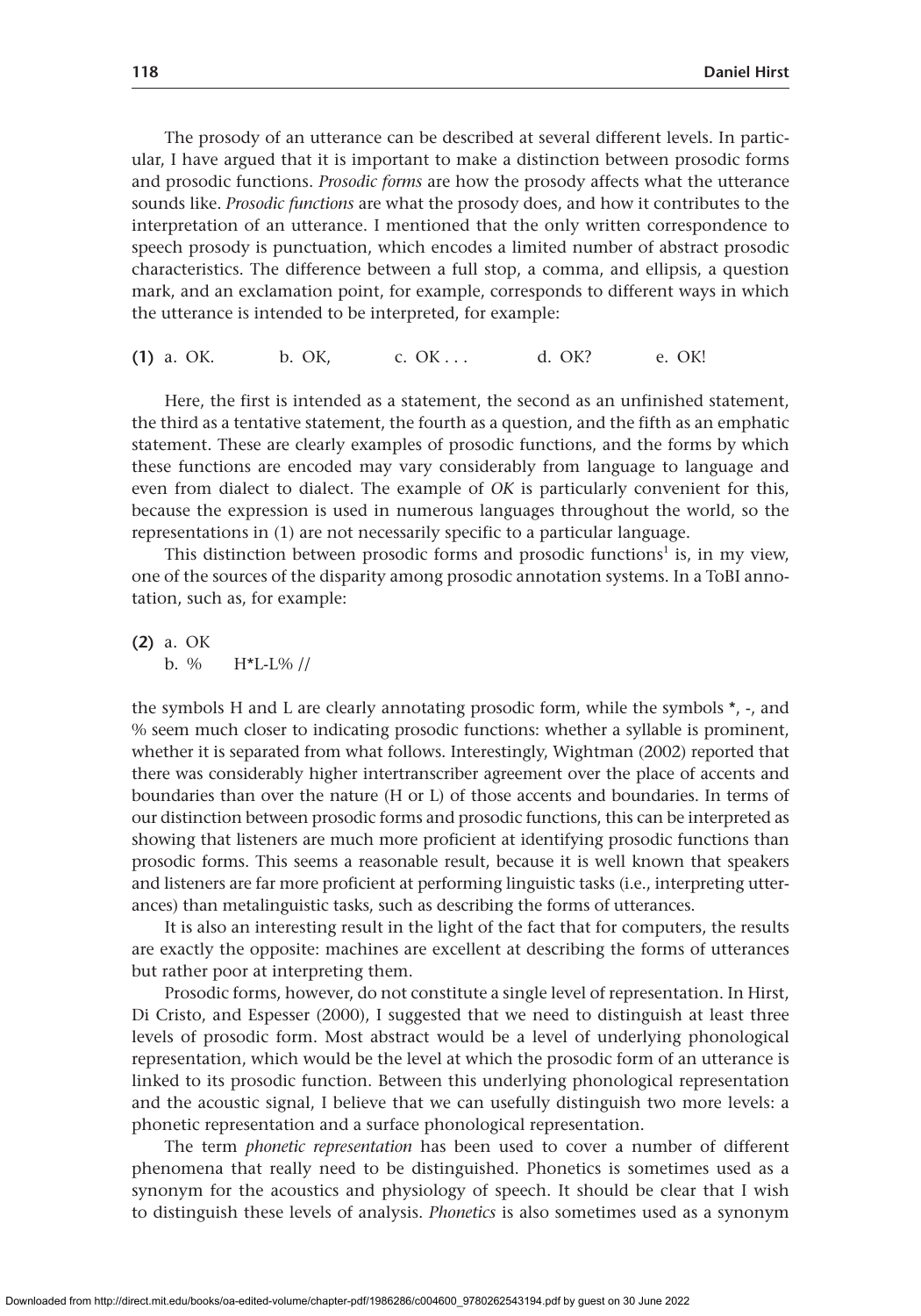The prosody of an utterance can be described at several different levels. In particular, I have argued that it is important to make a distinction between prosodic forms and prosodic functions. *Prosodic forms* are how the prosody affects what the utterance sounds like. *Prosodic functions* are what the prosody does, and how it contributes to the interpretation of an utterance. I mentioned that the only written correspondence to speech prosody is punctuation, which encodes a limited number of abstract prosodic characteristics. The difference between a full stop, a comma, and ellipsis, a question mark, and an exclamation point, for example, corresponds to different ways in which the utterance is intended to be interpreted, for example:

**(1)** a. OK. b. OK, c. OK . . . d. OK? e. OK!

Here, the first is intended as a statement, the second as an unfinished statement, the third as a tentative statement, the fourth as a question, and the fifth as an emphatic statement. These are clearly examples of prosodic functions, and the forms by which these functions are encoded may vary considerably from language to language and even from dialect to dialect. The example of *OK* is particularly convenient for this, because the expression is used in numerous languages throughout the world, so the representations in (1) are not necessarily specific to a particular language.

This distinction between prosodic forms and prosodic functions[1] is, in my view, one of the sources of the disparity among prosodic annotation systems. In a ToBI annotation, such as, for example:

**(2)** a. OK
b. % H*L-L% //

the symbols H and L are clearly annotating prosodic form, while the symbols *, -, and % seem much closer to indicating prosodic functions: whether a syllable is prominent, whether it is separated from what follows. Interestingly, Wightman (2002) reported that there was considerably higher intertranscriber agreement over the place of accents and boundaries than over the nature (H or L) of those accents and boundaries. In terms of our distinction between prosodic forms and prosodic functions, this can be interpreted as showing that listeners are much more proficient at identifying prosodic functions than prosodic forms. This seems a reasonable result, because it is well known that speakers and listeners are far more proficient at performing linguistic tasks (i.e., interpreting utterances) than metalinguistic tasks, such as describing the forms of utterances.

It is also an interesting result in the light of the fact that for computers, the results are exactly the opposite: machines are excellent at describing the forms of utterances but rather poor at interpreting them.

Prosodic forms, however, do not constitute a single level of representation. In Hirst, Di Cristo, and Espesser (2000), I suggested that we need to distinguish at least three levels of prosodic form. Most abstract would be a level of underlying phonological representation, which would be the level at which the prosodic form of an utterance is linked to its prosodic function. Between this underlying phonological representation and the acoustic signal, I believe that we can usefully distinguish two more levels: a phonetic representation and a surface phonological representation.

The term *phonetic representation* has been used to cover a number of different phenomena that really need to be distinguished. Phonetics is sometimes used as a synonym for the acoustics and physiology of speech. It should be clear that I wish to distinguish these levels of analysis. *Phonetics* is also sometimes used as a synonym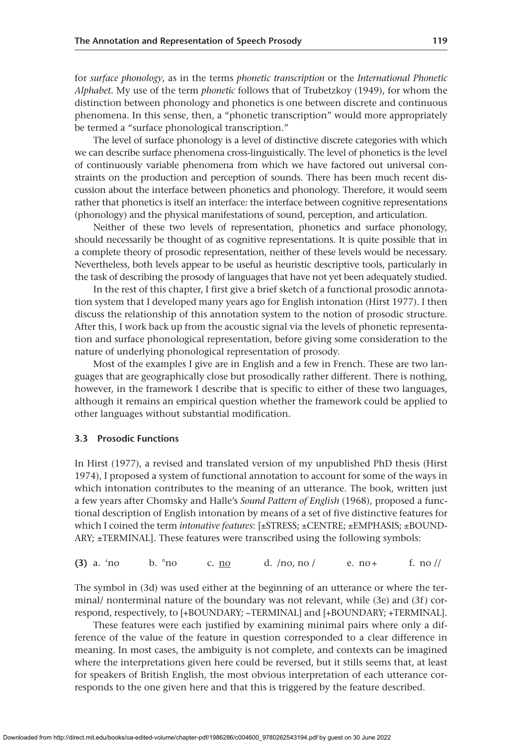for *surface phonology*, as in the terms *phonetic transcription* or the *International Phonetic Alphabet*. My use of the term *phonetic* follows that of Trubetzkoy (1949), for whom the distinction between phonology and phonetics is one between discrete and continuous phenomena. In this sense, then, a "phonetic transcription" would more appropriately be termed a "surface phonological transcription."

The level of surface phonology is a level of distinctive discrete categories with which we can describe surface phenomena cross-linguistically. The level of phonetics is the level of continuously variable phenomena from which we have factored out universal constraints on the production and perception of sounds. There has been much recent discussion about the interface between phonetics and phonology. Therefore, it would seem rather that phonetics is itself an interface: the interface between cognitive representations (phonology) and the physical manifestations of sound, perception, and articulation.

Neither of these two levels of representation, phonetics and surface phonology, should necessarily be thought of as cognitive representations. It is quite possible that in a complete theory of prosodic representation, neither of these levels would be necessary. Nevertheless, both levels appear to be useful as heuristic descriptive tools, particularly in the task of describing the prosody of languages that have not yet been adequately studied.

In the rest of this chapter, I first give a brief sketch of a functional prosodic annotation system that I developed many years ago for English intonation (Hirst 1977). I then discuss the relationship of this annotation system to the notion of prosodic structure. After this, I work back up from the acoustic signal via the levels of phonetic representation and surface phonological representation, before giving some consideration to the nature of underlying phonological representation of prosody.

Most of the examples I give are in English and a few in French. These are two languages that are geographically close but prosodically rather different. There is nothing, however, in the framework I describe that is specific to either of these two languages, although it remains an empirical question whether the framework could be applied to other languages without substantial modification.

### 3.3 Prosodic Functions

In Hirst (1977), a revised and translated version of my unpublished PhD thesis (Hirst 1974), I proposed a system of functional annotation to account for some of the ways in which intonation contributes to the meaning of an utterance. The book, written just a few years after Chomsky and Halle's *Sound Pattern of English* (1968), proposed a functional description of English intonation by means of a set of five distinctive features for which I coined the term *intonative features*: [±STRESS; ±CENTRE; ±EMPHASIS; ±BOUNDARY; ±TERMINAL]. These features were transcribed using the following symbols:

**(3)** a. 'no  b. °no  c. <u>no</u>  d. /no, no /  e. no +  f. no //

The symbol in (3d) was used either at the beginning of an utterance or where the terminal/ nonterminal nature of the boundary was not relevant, while (3e) and (3f) correspond, respectively, to [+BOUNDARY; –TERMINAL] and [+BOUNDARY; +TERMINAL].

These features were each justified by examining minimal pairs where only a difference of the value of the feature in question corresponded to a clear difference in meaning. In most cases, the ambiguity is not complete, and contexts can be imagined where the interpretations given here could be reversed, but it stills seems that, at least for speakers of British English, the most obvious interpretation of each utterance corresponds to the one given here and that this is triggered by the feature described.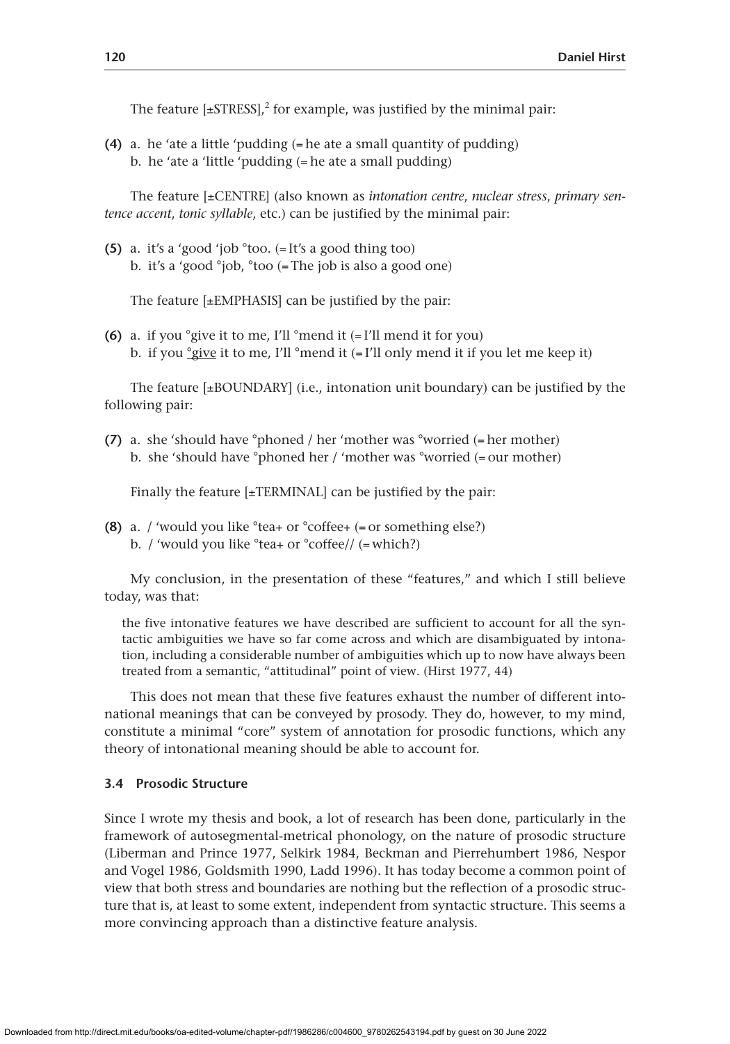The feature [±STRESS],[2] for example, was justified by the minimal pair:

**(4)** a. he 'ate a little 'pudding (= he ate a small quantity of pudding)
b. he 'ate a 'little 'pudding (= he ate a small pudding)

The feature [±CENTRE] (also known as *intonation centre*, *nuclear stress*, *primary sentence accent*, *tonic syllable*, etc.) can be justified by the minimal pair:

**(5)** a. it's a 'good 'job °too. (= It's a good thing too)
b. it's a 'good °job, °too (= The job is also a good one)

The feature [±EMPHASIS] can be justified by the pair:

**(6)** a. if you °give it to me, I'll °mend it (= I'll mend it for you)
b. if you <u>°give</u> it to me, I'll °mend it (= I'll only mend it if you let me keep it)

The feature [±BOUNDARY] (i.e., intonation unit boundary) can be justified by the following pair:

**(7)** a. she 'should have °phoned / her 'mother was °worried (= her mother)
b. she 'should have °phoned her / 'mother was °worried (= our mother)

Finally the feature [±TERMINAL] can be justified by the pair:

**(8)** a. / 'would you like °tea+ or °coffee+ (= or something else?)
b. / 'would you like °tea+ or °coffee// (= which?)

My conclusion, in the presentation of these "features," and which I still believe today, was that:

> the five intonative features we have described are sufficient to account for all the syntactic ambiguities we have so far come across and which are disambiguated by intonation, including a considerable number of ambiguities which up to now have always been treated from a semantic, "attitudinal" point of view. (Hirst 1977, 44)

This does not mean that these five features exhaust the number of different intonational meanings that can be conveyed by prosody. They do, however, to my mind, constitute a minimal "core" system of annotation for prosodic functions, which any theory of intonational meaning should be able to account for.

### 3.4 Prosodic Structure

Since I wrote my thesis and book, a lot of research has been done, particularly in the framework of autosegmental-metrical phonology, on the nature of prosodic structure (Liberman and Prince 1977, Selkirk 1984, Beckman and Pierrehumbert 1986, Nespor and Vogel 1986, Goldsmith 1990, Ladd 1996). It has today become a common point of view that both stress and boundaries are nothing but the reflection of a prosodic structure that is, at least to some extent, independent from syntactic structure. This seems a more convincing approach than a distinctive feature analysis.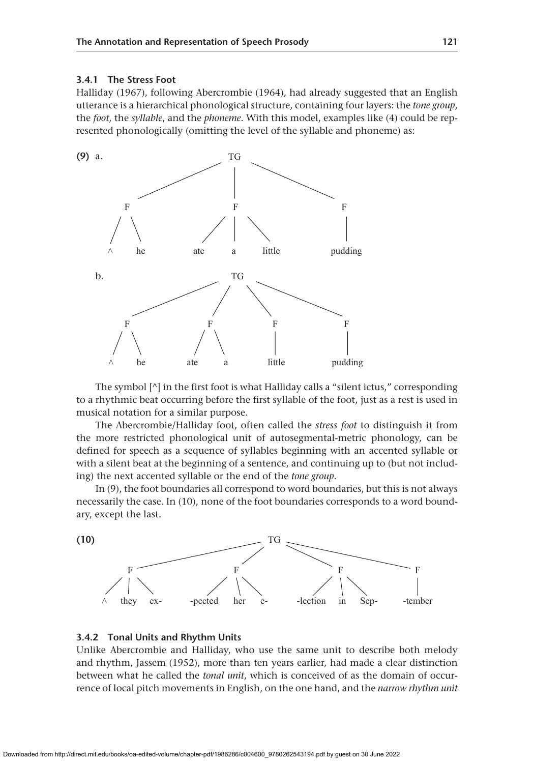### 3.4.1 The Stress Foot

Halliday (1967), following Abercrombie (1964), had already suggested that an English utterance is a hierarchical phonological structure, containing four layers: the *tone group*, the *foot*, the *syllable*, and the *phoneme*. With this model, examples like (4) could be represented phonologically (omitting the level of the syllable and phoneme) as:

**(9)** a.

```
                    TG
          /          |          \
        F            F            F
       / \         / | \          |
      ^   he    ate  a  little   pudding
```

b.

```
                    TG
          /       /     \        \
        F        F       F        F
       / \      / \      |        |
      ^   he  ate  a   little   pudding
```

The symbol [^] in the first foot is what Halliday calls a "silent ictus," corresponding to a rhythmic beat occurring before the first syllable of the foot, just as a rest is used in musical notation for a similar purpose.

The Abercrombie/Halliday foot, often called the *stress foot* to distinguish it from the more restricted phonological unit of autosegmental-metric phonology, can be defined for speech as a sequence of syllables beginning with an accented syllable or with a silent beat at the beginning of a sentence, and continuing up to (but not including) the next accented syllable or the end of the *tone group*.

In (9), the foot boundaries all correspond to word boundaries, but this is not always necessarily the case. In (10), none of the foot boundaries corresponds to a word boundary, except the last.

**(10)**

```
                              TG
            /             /         \              \
          F              F            F              F
        / | \          / | \        / | \            |
       ^ they ex-  -pected her e-  -lection in Sep-  -tember
```

### 3.4.2 Tonal Units and Rhythm Units

Unlike Abercrombie and Halliday, who use the same unit to describe both melody and rhythm, Jassem (1952), more than ten years earlier, had made a clear distinction between what he called the *tonal unit*, which is conceived of as the domain of occurrence of local pitch movements in English, on the one hand, and the *narrow rhythm unit*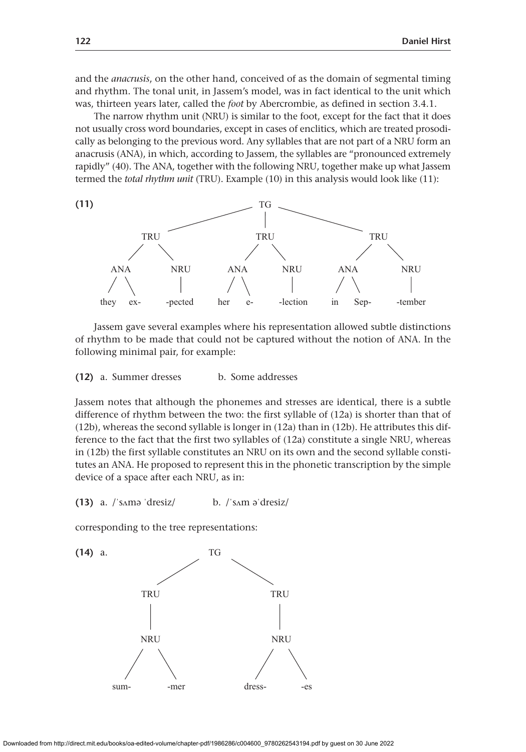and the *anacrusis*, on the other hand, conceived of as the domain of segmental timing and rhythm. The tonal unit, in Jassem's model, was in fact identical to the unit which was, thirteen years later, called the *foot* by Abercrombie, as defined in section 3.4.1.

The narrow rhythm unit (NRU) is similar to the foot, except for the fact that it does not usually cross word boundaries, except in cases of enclitics, which are treated prosodically as belonging to the previous word. Any syllables that are not part of a NRU form an anacrusis (ANA), in which, according to Jassem, the syllables are "pronounced extremely rapidly" (40). The ANA, together with the following NRU, together make up what Jassem termed the *total rhythm unit* (TRU). Example (10) in this analysis would look like (11):

**(11)**

```
                              TG
              /               |               \
          TRU                TRU                TRU
         /    \             /    \             /    \
      ANA     NRU        ANA     NRU        ANA     NRU
     /   \     |        /   \     |        /   \     |
   they  ex- -pected  her   e- -lection   in  Sep- -tember
```

Jassem gave several examples where his representation allowed subtle distinctions of rhythm to be made that could not be captured without the notion of ANA. In the following minimal pair, for example:

**(12)** a. Summer dresses  b. Some addresses

Jassem notes that although the phonemes and stresses are identical, there is a subtle difference of rhythm between the two: the first syllable of (12a) is shorter than that of (12b), whereas the second syllable is longer in (12a) than in (12b). He attributes this difference to the fact that the first two syllables of (12a) constitute a single NRU, whereas in (12b) the first syllable constitutes an NRU on its own and the second syllable constitutes an ANA. He proposed to represent this in the phonetic transcription by the simple device of a space after each NRU, as in:

**(13)** a. /ˈsʌmə ˈdresiz/  b. /ˈsʌm əˈdresiz/

corresponding to the tree representations:

**(14)** a.

```
              TG
           /      \
        TRU        TRU
         |          |
        NRU        NRU
       /   \      /    \
    sum-  -mer  dress-  -es
```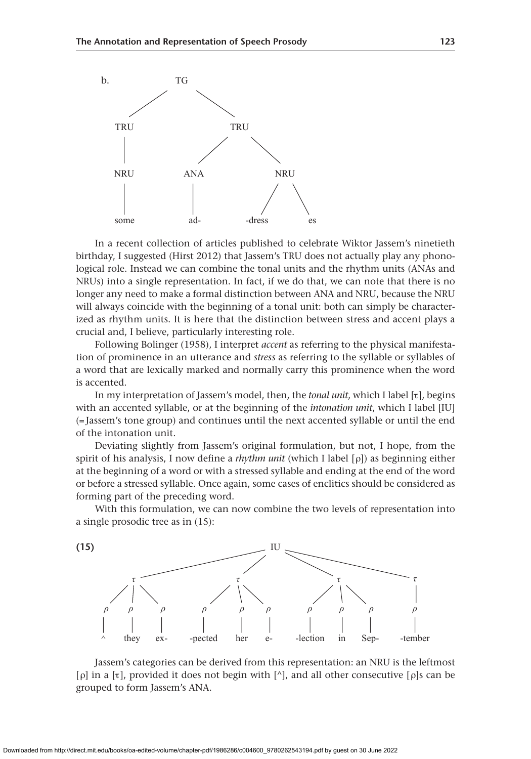b.

```
                TG
              /    \
          TRU        TRU
           |        /    \
          NRU     ANA     NRU
           |       |     /   \
          some    ad-  -dress  es
```

In a recent collection of articles published to celebrate Wiktor Jassem's ninetieth birthday, I suggested (Hirst 2012) that Jassem's TRU does not actually play any phonological role. Instead we can combine the tonal units and the rhythm units (ANAs and NRUs) into a single representation. In fact, if we do that, we can note that there is no longer any need to make a formal distinction between ANA and NRU, because the NRU will always coincide with the beginning of a tonal unit: both can simply be characterized as rhythm units. It is here that the distinction between stress and accent plays a crucial and, I believe, particularly interesting role.

Following Bolinger (1958), I interpret *accent* as referring to the physical manifestation of prominence in an utterance and *stress* as referring to the syllable or syllables of a word that are lexically marked and normally carry this prominence when the word is accented.

In my interpretation of Jassem's model, then, the *tonal unit*, which I label [τ], begins with an accented syllable, or at the beginning of the *intonation unit*, which I label [IU] (= Jassem's tone group) and continues until the next accented syllable or until the end of the intonation unit.

Deviating slightly from Jassem's original formulation, but not, I hope, from the spirit of his analysis, I now define a *rhythm unit* (which I label [ρ]) as beginning either at the beginning of a word or with a stressed syllable and ending at the end of the word or before a stressed syllable. Once again, some cases of enclitics should be considered as forming part of the preceding word.

With this formulation, we can now combine the two levels of representation into a single prosodic tree as in (15):

**(15)**

```
                                   IU
          _________________________|_________________________
         |                    |                  |           |
         τ                    τ                  τ           τ
      /  |  \             /   |   \          /   |   \       |
     ρ   ρ   ρ           ρ    ρ    ρ        ρ    ρ    ρ      ρ
     |   |   |           |    |    |        |    |    |      |
     ^  they ex-     -pected her   e-   -lection in  Sep-  -tember
```

Jassem's categories can be derived from this representation: an NRU is the leftmost [ρ] in a [τ], provided it does not begin with [^], and all other consecutive [ρ]s can be grouped to form Jassem's ANA.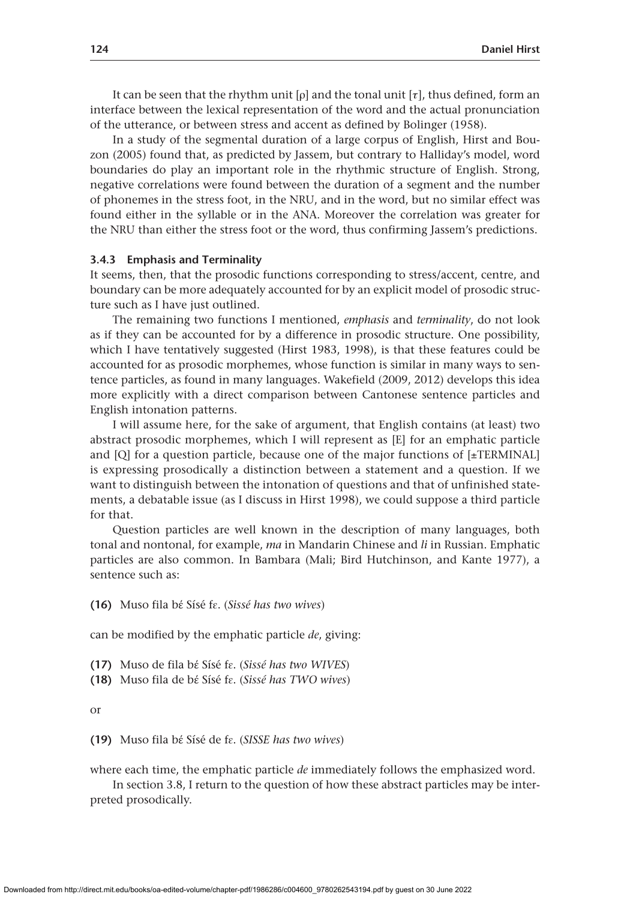It can be seen that the rhythm unit [ρ] and the tonal unit [τ], thus defined, form an interface between the lexical representation of the word and the actual pronunciation of the utterance, or between stress and accent as defined by Bolinger (1958).

In a study of the segmental duration of a large corpus of English, Hirst and Bouzon (2005) found that, as predicted by Jassem, but contrary to Halliday's model, word boundaries do play an important role in the rhythmic structure of English. Strong, negative correlations were found between the duration of a segment and the number of phonemes in the stress foot, in the NRU, and in the word, but no similar effect was found either in the syllable or in the ANA. Moreover the correlation was greater for the NRU than either the stress foot or the word, thus confirming Jassem's predictions.

### 3.4.3 Emphasis and Terminality

It seems, then, that the prosodic functions corresponding to stress/accent, centre, and boundary can be more adequately accounted for by an explicit model of prosodic structure such as I have just outlined.

The remaining two functions I mentioned, *emphasis* and *terminality*, do not look as if they can be accounted for by a difference in prosodic structure. One possibility, which I have tentatively suggested (Hirst 1983, 1998), is that these features could be accounted for as prosodic morphemes, whose function is similar in many ways to sentence particles, as found in many languages. Wakefield (2009, 2012) develops this idea more explicitly with a direct comparison between Cantonese sentence particles and English intonation patterns.

I will assume here, for the sake of argument, that English contains (at least) two abstract prosodic morphemes, which I will represent as [E] for an emphatic particle and [Q] for a question particle, because one of the major functions of [±TERMINAL] is expressing prosodically a distinction between a statement and a question. If we want to distinguish between the intonation of questions and that of unfinished statements, a debatable issue (as I discuss in Hirst 1998), we could suppose a third particle for that.

Question particles are well known in the description of many languages, both tonal and nontonal, for example, *ma* in Mandarin Chinese and *li* in Russian. Emphatic particles are also common. In Bambara (Mali; Bird Hutchinson, and Kante 1977), a sentence such as:

**(16)** Muso fila bɛ́ Sísé fɛ. (*Sissé has two wives*)

can be modified by the emphatic particle *de*, giving:

**(17)** Muso de fila bɛ́ Sísé fɛ. (*Sissé has two WIVES*)
**(18)** Muso fila de bɛ́ Sísé fɛ. (*Sissé has TWO wives*)

or

**(19)** Muso fila bɛ́ Sísé de fɛ. (*SISSE has two wives*)

where each time, the emphatic particle *de* immediately follows the emphasized word.

In section 3.8, I return to the question of how these abstract particles may be interpreted prosodically.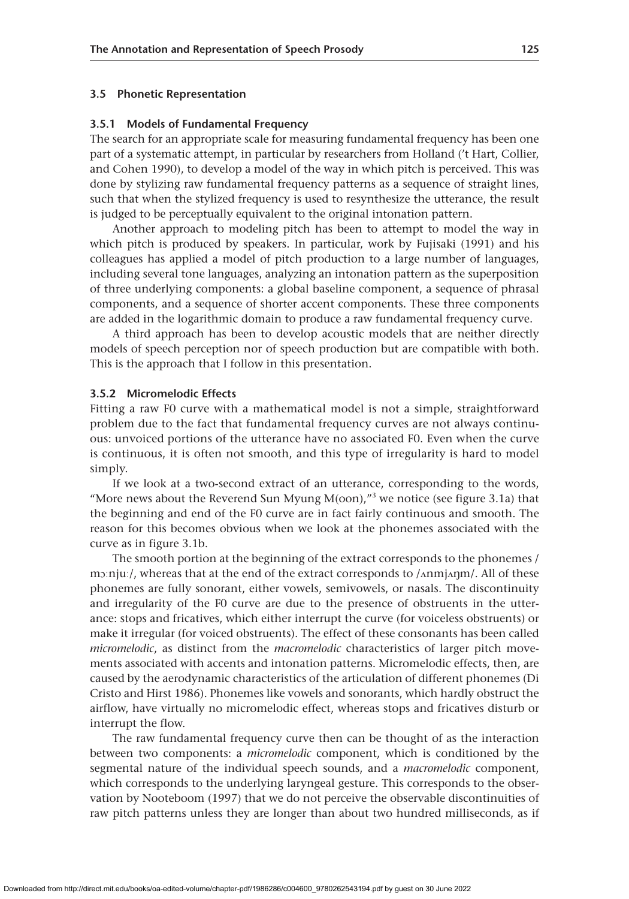### 3.5 Phonetic Representation

#### 3.5.1 Models of Fundamental Frequency

The search for an appropriate scale for measuring fundamental frequency has been one part of a systematic attempt, in particular by researchers from Holland ('t Hart, Collier, and Cohen 1990), to develop a model of the way in which pitch is perceived. This was done by stylizing raw fundamental frequency patterns as a sequence of straight lines, such that when the stylized frequency is used to resynthesize the utterance, the result is judged to be perceptually equivalent to the original intonation pattern.

Another approach to modeling pitch has been to attempt to model the way in which pitch is produced by speakers. In particular, work by Fujisaki (1991) and his colleagues has applied a model of pitch production to a large number of languages, including several tone languages, analyzing an intonation pattern as the superposition of three underlying components: a global baseline component, a sequence of phrasal components, and a sequence of shorter accent components. These three components are added in the logarithmic domain to produce a raw fundamental frequency curve.

A third approach has been to develop acoustic models that are neither directly models of speech perception nor of speech production but are compatible with both. This is the approach that I follow in this presentation.

#### 3.5.2 Micromelodic Effects

Fitting a raw F0 curve with a mathematical model is not a simple, straightforward problem due to the fact that fundamental frequency curves are not always continuous: unvoiced portions of the utterance have no associated F0. Even when the curve is continuous, it is often not smooth, and this type of irregularity is hard to model simply.

If we look at a two-second extract of an utterance, corresponding to the words, "More news about the Reverend Sun Myung M(oon),"[3] we notice (see figure 3.1a) that the beginning and end of the F0 curve are in fact fairly continuous and smooth. The reason for this becomes obvious when we look at the phonemes associated with the curve as in figure 3.1b.

The smooth portion at the beginning of the extract corresponds to the phonemes /mɔːnjuː/, whereas that at the end of the extract corresponds to /ʌnmjʌŋm/. All of these phonemes are fully sonorant, either vowels, semivowels, or nasals. The discontinuity and irregularity of the F0 curve are due to the presence of obstruents in the utterance: stops and fricatives, which either interrupt the curve (for voiceless obstruents) or make it irregular (for voiced obstruents). The effect of these consonants has been called *micromelodic*, as distinct from the *macromelodic* characteristics of larger pitch movements associated with accents and intonation patterns. Micromelodic effects, then, are caused by the aerodynamic characteristics of the articulation of different phonemes (Di Cristo and Hirst 1986). Phonemes like vowels and sonorants, which hardly obstruct the airflow, have virtually no micromelodic effect, whereas stops and fricatives disturb or interrupt the flow.

The raw fundamental frequency curve then can be thought of as the interaction between two components: a *micromelodic* component, which is conditioned by the segmental nature of the individual speech sounds, and a *macromelodic* component, which corresponds to the underlying laryngeal gesture. This corresponds to the observation by Nooteboom (1997) that we do not perceive the observable discontinuities of raw pitch patterns unless they are longer than about two hundred milliseconds, as if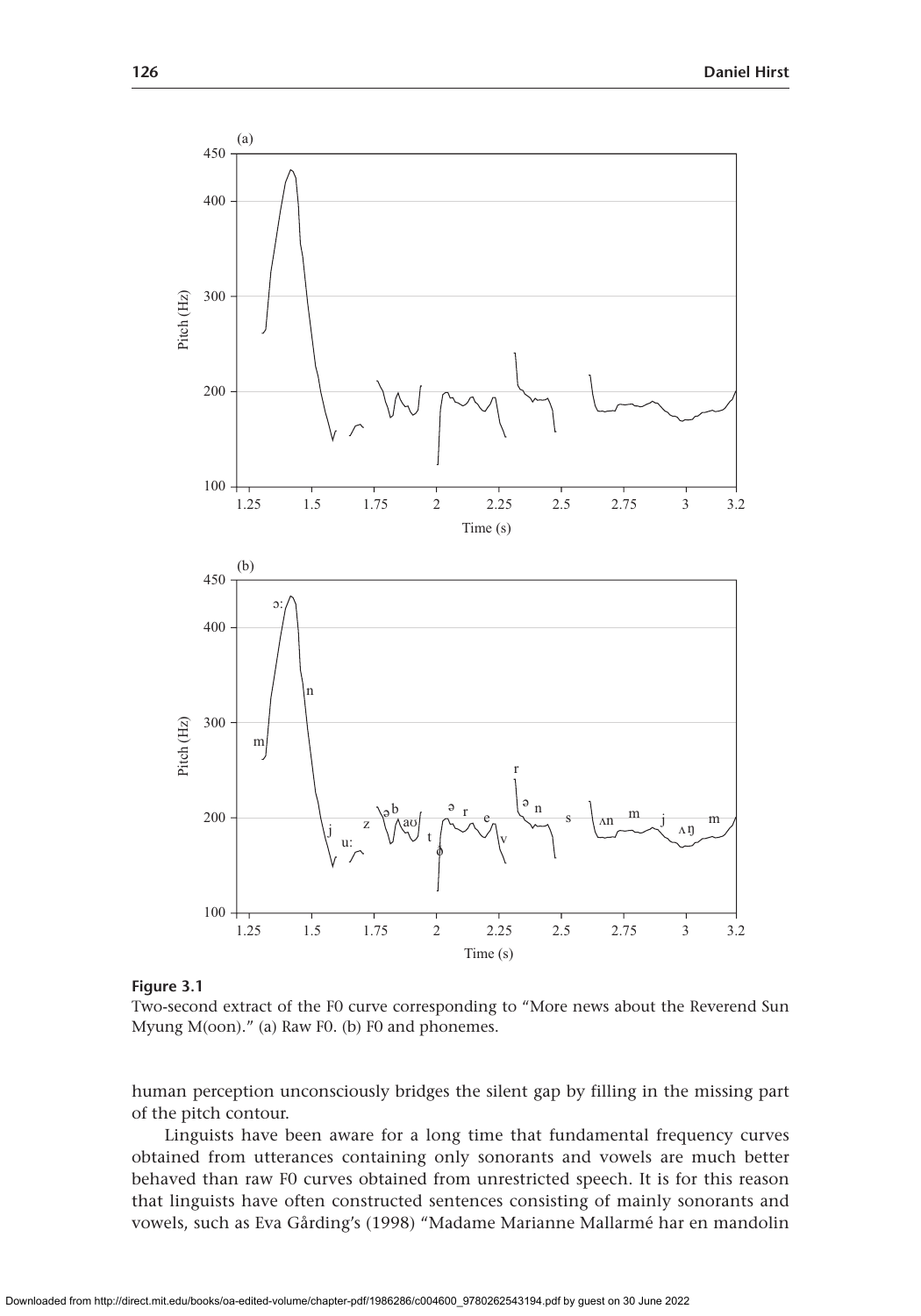**Figure 3.1**

Two-second extract of the F0 curve corresponding to "More news about the Reverend Sun Myung M(oon)." (a) Raw F0. (b) F0 and phonemes.

human perception unconsciously bridges the silent gap by filling in the missing part of the pitch contour.

Linguists have been aware for a long time that fundamental frequency curves obtained from utterances containing only sonorants and vowels are much better behaved than raw F0 curves obtained from unrestricted speech. It is for this reason that linguists have often constructed sentences consisting of mainly sonorants and vowels, such as Eva Gårding's (1998) "Madame Marianne Mallarmé har en mandolin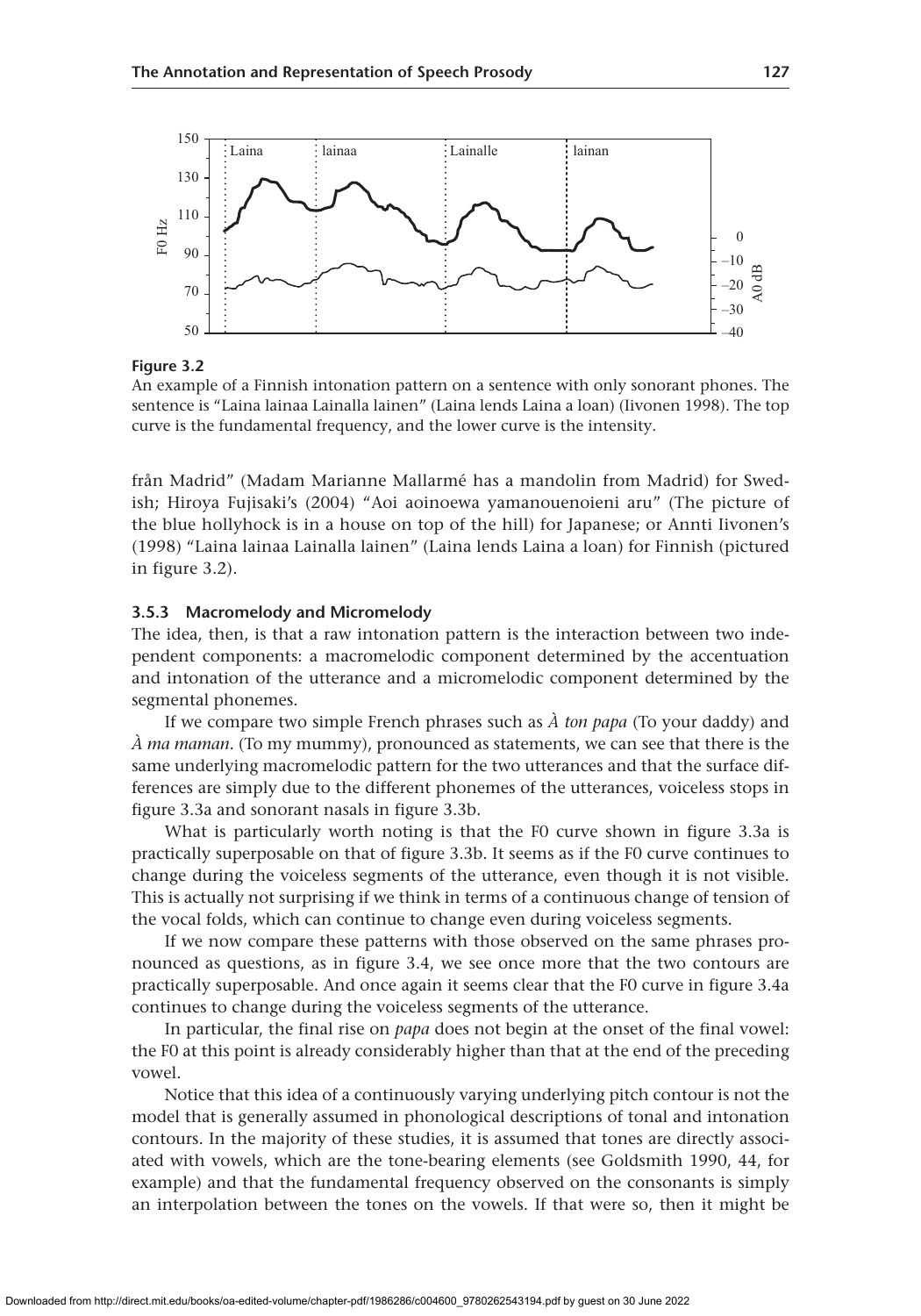**Figure 3.2**

An example of a Finnish intonation pattern on a sentence with only sonorant phones. The sentence is "Laina lainaa Lainalla lainen" (Laina lends Laina a loan) (Iivonen 1998). The top curve is the fundamental frequency, and the lower curve is the intensity.

från Madrid" (Madam Marianne Mallarmé has a mandolin from Madrid) for Swedish; Hiroya Fujisaki's (2004) "Aoi aoinoewa yamanouenoieni aru" (The picture of the blue hollyhock is in a house on top of the hill) for Japanese; or Annti Iivonen's (1998) "Laina lainaa Lainalla lainen" (Laina lends Laina a loan) for Finnish (pictured in figure 3.2).

### 3.5.3 Macromelody and Micromelody

The idea, then, is that a raw intonation pattern is the interaction between two independent components: a macromelodic component determined by the accentuation and intonation of the utterance and a micromelodic component determined by the segmental phonemes.

If we compare two simple French phrases such as *À ton papa* (To your daddy) and *À ma maman*. (To my mummy), pronounced as statements, we can see that there is the same underlying macromelodic pattern for the two utterances and that the surface differences are simply due to the different phonemes of the utterances, voiceless stops in figure 3.3a and sonorant nasals in figure 3.3b.

What is particularly worth noting is that the F0 curve shown in figure 3.3a is practically superposable on that of figure 3.3b. It seems as if the F0 curve continues to change during the voiceless segments of the utterance, even though it is not visible. This is actually not surprising if we think in terms of a continuous change of tension of the vocal folds, which can continue to change even during voiceless segments.

If we now compare these patterns with those observed on the same phrases pronounced as questions, as in figure 3.4, we see once more that the two contours are practically superposable. And once again it seems clear that the F0 curve in figure 3.4a continues to change during the voiceless segments of the utterance.

In particular, the final rise on *papa* does not begin at the onset of the final vowel: the F0 at this point is already considerably higher than that at the end of the preceding vowel.

Notice that this idea of a continuously varying underlying pitch contour is not the model that is generally assumed in phonological descriptions of tonal and intonation contours. In the majority of these studies, it is assumed that tones are directly associated with vowels, which are the tone-bearing elements (see Goldsmith 1990, 44, for example) and that the fundamental frequency observed on the consonants is simply an interpolation between the tones on the vowels. If that were so, then it might be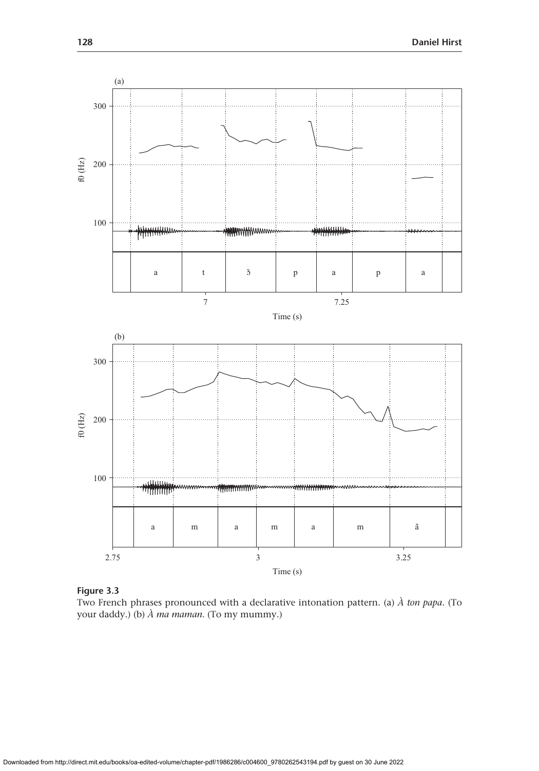**Figure 3.3**

Two French phrases pronounced with a declarative intonation pattern. (a) *À ton papa*. (To your daddy.) (b) *À ma maman*. (To my mummy.)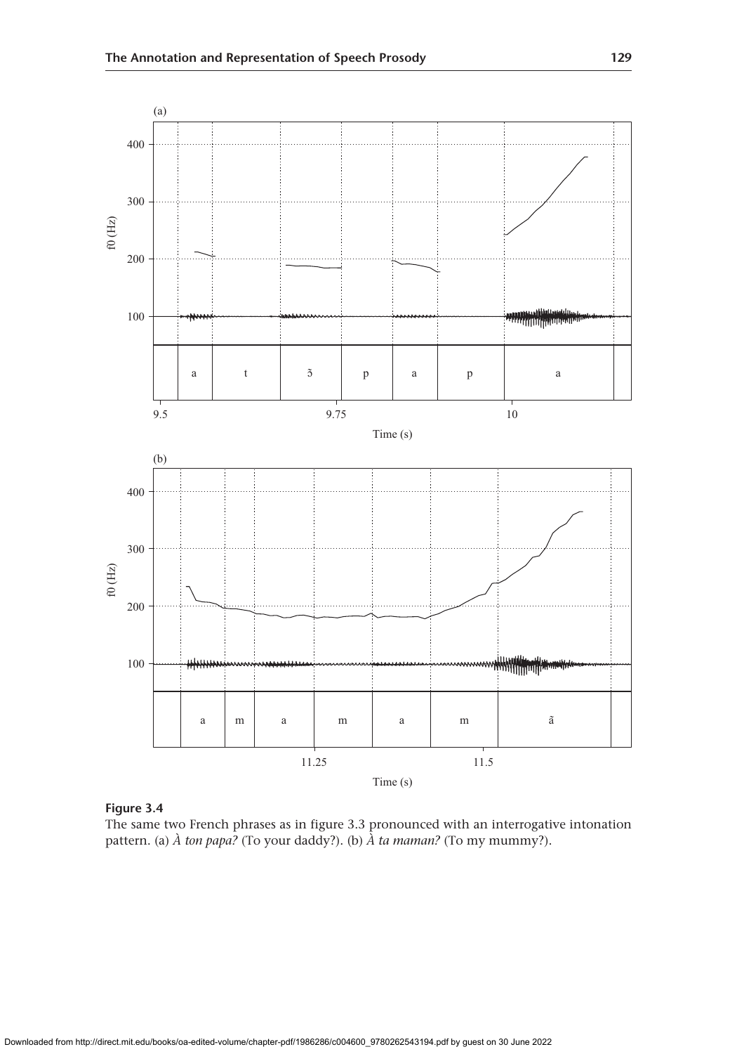**Figure 3.4**
The same two French phrases as in figure 3.3 pronounced with an interrogative intonation pattern. (a) *À ton papa?* (To your daddy?). (b) *À ta maman?* (To my mummy?).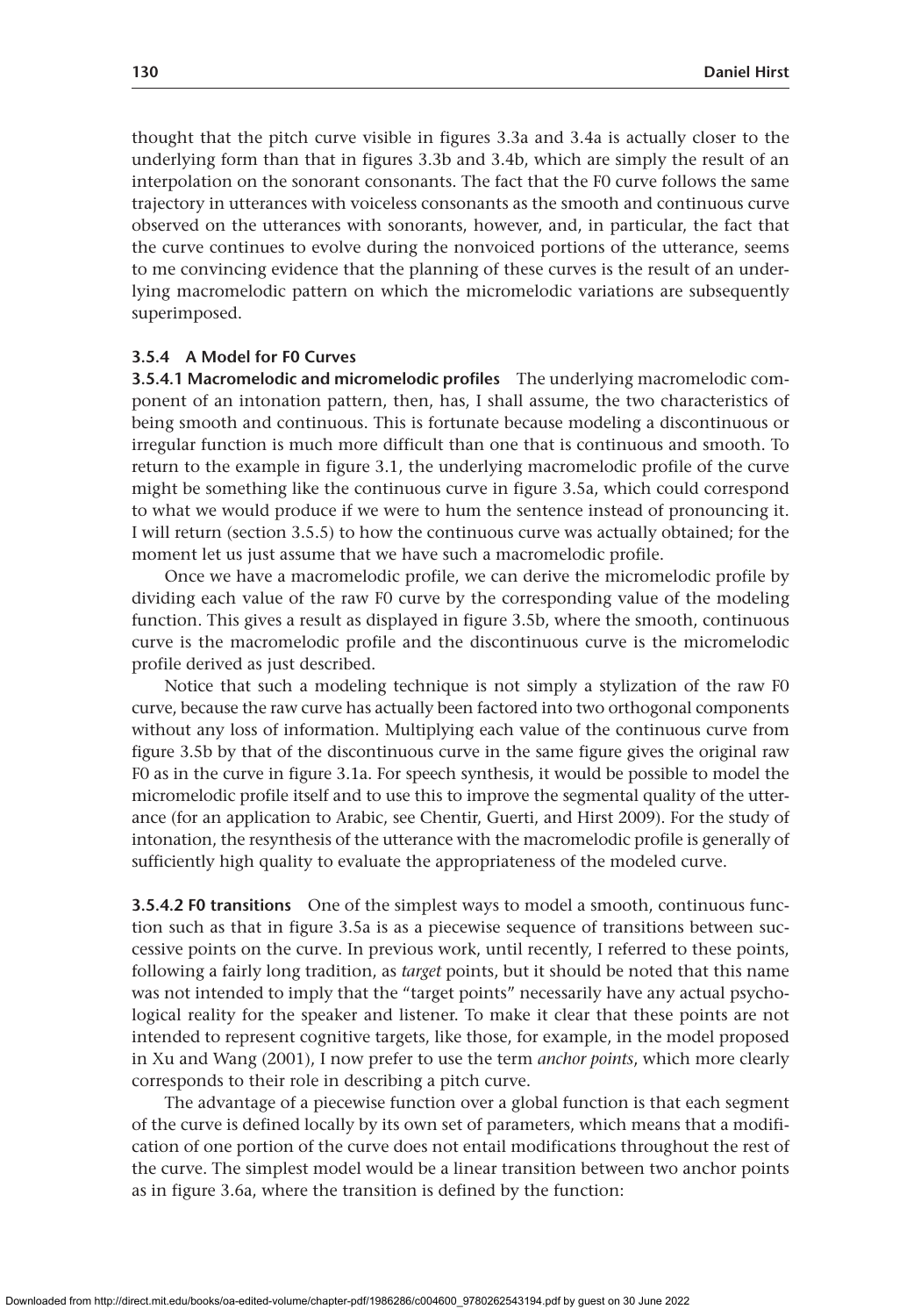thought that the pitch curve visible in figures 3.3a and 3.4a is actually closer to the underlying form than that in figures 3.3b and 3.4b, which are simply the result of an interpolation on the sonorant consonants. The fact that the F0 curve follows the same trajectory in utterances with voiceless consonants as the smooth and continuous curve observed on the utterances with sonorants, however, and, in particular, the fact that the curve continues to evolve during the nonvoiced portions of the utterance, seems to me convincing evidence that the planning of these curves is the result of an underlying macromelodic pattern on which the micromelodic variations are subsequently superimposed.

### 3.5.4 A Model for F0 Curves

**3.5.4.1 Macromelodic and micromelodic profiles** The underlying macromelodic component of an intonation pattern, then, has, I shall assume, the two characteristics of being smooth and continuous. This is fortunate because modeling a discontinuous or irregular function is much more difficult than one that is continuous and smooth. To return to the example in figure 3.1, the underlying macromelodic profile of the curve might be something like the continuous curve in figure 3.5a, which could correspond to what we would produce if we were to hum the sentence instead of pronouncing it. I will return (section 3.5.5) to how the continuous curve was actually obtained; for the moment let us just assume that we have such a macromelodic profile.

Once we have a macromelodic profile, we can derive the micromelodic profile by dividing each value of the raw F0 curve by the corresponding value of the modeling function. This gives a result as displayed in figure 3.5b, where the smooth, continuous curve is the macromelodic profile and the discontinuous curve is the micromelodic profile derived as just described.

Notice that such a modeling technique is not simply a stylization of the raw F0 curve, because the raw curve has actually been factored into two orthogonal components without any loss of information. Multiplying each value of the continuous curve from figure 3.5b by that of the discontinuous curve in the same figure gives the original raw F0 as in the curve in figure 3.1a. For speech synthesis, it would be possible to model the micromelodic profile itself and to use this to improve the segmental quality of the utterance (for an application to Arabic, see Chentir, Guerti, and Hirst 2009). For the study of intonation, the resynthesis of the utterance with the macromelodic profile is generally of sufficiently high quality to evaluate the appropriateness of the modeled curve.

**3.5.4.2 F0 transitions** One of the simplest ways to model a smooth, continuous function such as that in figure 3.5a is as a piecewise sequence of transitions between successive points on the curve. In previous work, until recently, I referred to these points, following a fairly long tradition, as *target* points, but it should be noted that this name was not intended to imply that the "target points" necessarily have any actual psychological reality for the speaker and listener. To make it clear that these points are not intended to represent cognitive targets, like those, for example, in the model proposed in Xu and Wang (2001), I now prefer to use the term *anchor points*, which more clearly corresponds to their role in describing a pitch curve.

The advantage of a piecewise function over a global function is that each segment of the curve is defined locally by its own set of parameters, which means that a modification of one portion of the curve does not entail modifications throughout the rest of the curve. The simplest model would be a linear transition between two anchor points as in figure 3.6a, where the transition is defined by the function: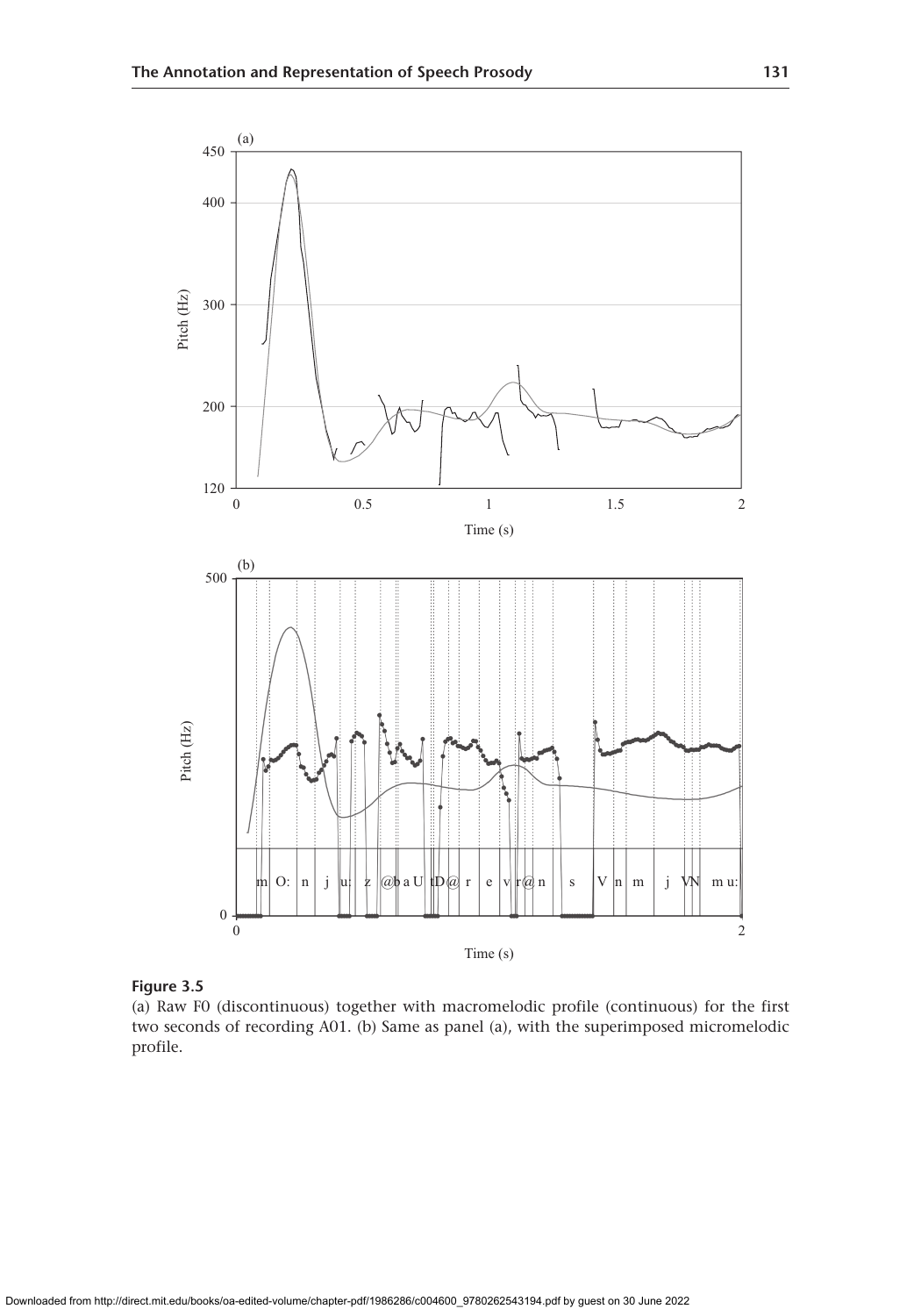**Figure 3.5**

(a) Raw F0 (discontinuous) together with macromelodic profile (continuous) for the first two seconds of recording A01. (b) Same as panel (a), with the superimposed micromelodic profile.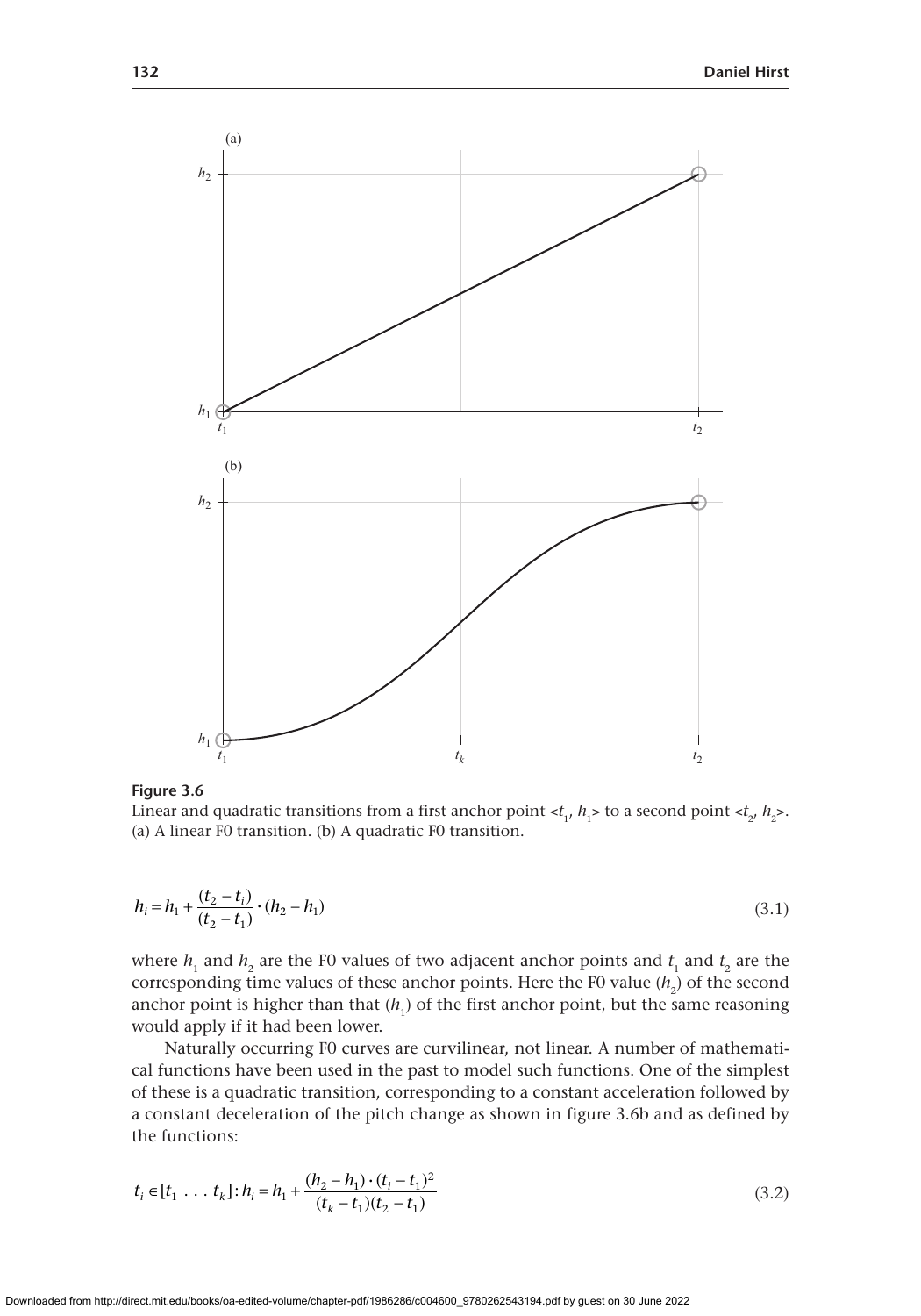**Figure 3.6**
Linear and quadratic transitions from a first anchor point $<t_1, h_1>$ to a second point $<t_2, h_2>$. (a) A linear F0 transition. (b) A quadratic F0 transition.

$$h_i = h_1 + \frac{(t_2 - t_i)}{(t_2 - t_1)} \cdot (h_2 - h_1) \tag{3.1}$$

where $h_1$ and $h_2$ are the F0 values of two adjacent anchor points and $t_1$ and $t_2$ are the corresponding time values of these anchor points. Here the F0 value ($h_2$) of the second anchor point is higher than that ($h_1$) of the first anchor point, but the same reasoning would apply if it had been lower.

Naturally occurring F0 curves are curvilinear, not linear. A number of mathematical functions have been used in the past to model such functions. One of the simplest of these is a quadratic transition, corresponding to a constant acceleration followed by a constant deceleration of the pitch change as shown in figure 3.6b and as defined by the functions:

$$t_i \in [t_1 \ldots t_k] : h_i = h_1 + \frac{(h_2 - h_1) \cdot (t_i - t_1)^2}{(t_k - t_1)(t_2 - t_1)} \tag{3.2}$$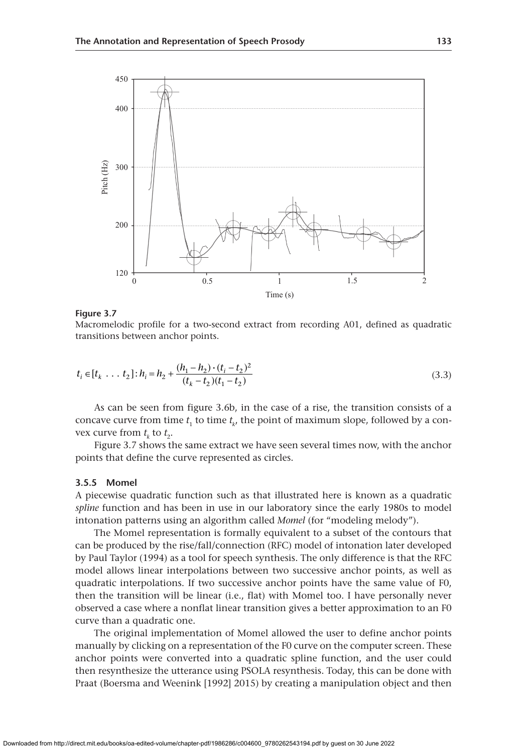**Figure 3.7**
Macromelodic profile for a two-second extract from recording A01, defined as quadratic transitions between anchor points.

$$t_i \in [t_k \ldots t_2]: h_i = h_2 + \frac{(h_1 - h_2) \cdot (t_i - t_2)^2}{(t_k - t_2)(t_1 - t_2)} \tag{3.3}$$

As can be seen from figure 3.6b, in the case of a rise, the transition consists of a concave curve from time $t_1$ to time $t_k$, the point of maximum slope, followed by a convex curve from $t_k$ to $t_2$.

Figure 3.7 shows the same extract we have seen several times now, with the anchor points that define the curve represented as circles.

### 3.5.5 Momel

A piecewise quadratic function such as that illustrated here is known as a quadratic *spline* function and has been in use in our laboratory since the early 1980s to model intonation patterns using an algorithm called *Momel* (for "modeling melody").

The Momel representation is formally equivalent to a subset of the contours that can be produced by the rise/fall/connection (RFC) model of intonation later developed by Paul Taylor (1994) as a tool for speech synthesis. The only difference is that the RFC model allows linear interpolations between two successive anchor points, as well as quadratic interpolations. If two successive anchor points have the same value of F0, then the transition will be linear (i.e., flat) with Momel too. I have personally never observed a case where a nonflat linear transition gives a better approximation to an F0 curve than a quadratic one.

The original implementation of Momel allowed the user to define anchor points manually by clicking on a representation of the F0 curve on the computer screen. These anchor points were converted into a quadratic spline function, and the user could then resynthesize the utterance using PSOLA resynthesis. Today, this can be done with Praat (Boersma and Weenink [1992] 2015) by creating a manipulation object and then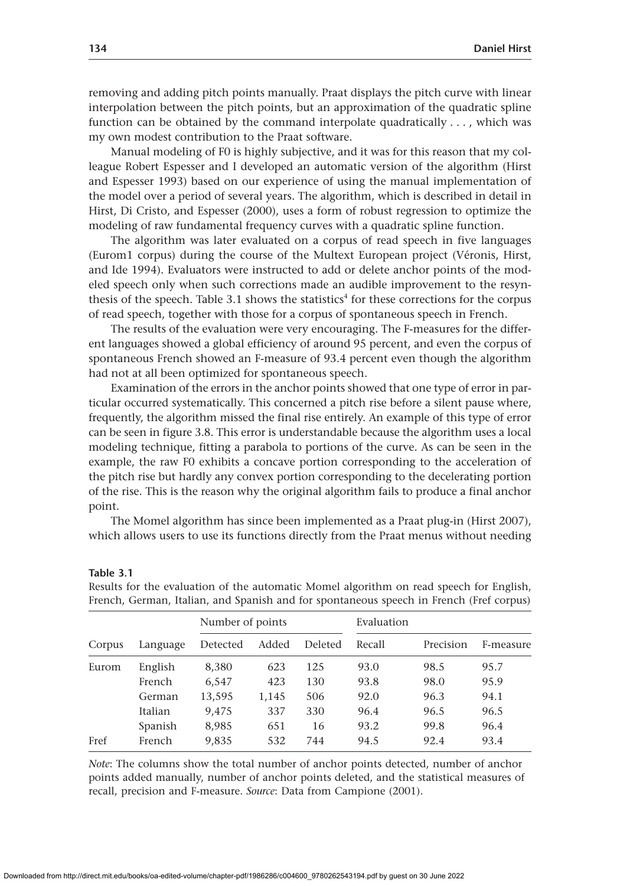removing and adding pitch points manually. Praat displays the pitch curve with linear interpolation between the pitch points, but an approximation of the quadratic spline function can be obtained by the command interpolate quadratically . . . , which was my own modest contribution to the Praat software.

Manual modeling of F0 is highly subjective, and it was for this reason that my colleague Robert Espesser and I developed an automatic version of the algorithm (Hirst and Espesser 1993) based on our experience of using the manual implementation of the model over a period of several years. The algorithm, which is described in detail in Hirst, Di Cristo, and Espesser (2000), uses a form of robust regression to optimize the modeling of raw fundamental frequency curves with a quadratic spline function.

The algorithm was later evaluated on a corpus of read speech in five languages (Eurom1 corpus) during the course of the Multext European project (Véronis, Hirst, and Ide 1994). Evaluators were instructed to add or delete anchor points of the modeled speech only when such corrections made an audible improvement to the resynthesis of the speech. Table 3.1 shows the statistics[4] for these corrections for the corpus of read speech, together with those for a corpus of spontaneous speech in French.

The results of the evaluation were very encouraging. The F-measures for the different languages showed a global efficiency of around 95 percent, and even the corpus of spontaneous French showed an F-measure of 93.4 percent even though the algorithm had not at all been optimized for spontaneous speech.

Examination of the errors in the anchor points showed that one type of error in particular occurred systematically. This concerned a pitch rise before a silent pause where, frequently, the algorithm missed the final rise entirely. An example of this type of error can be seen in figure 3.8. This error is understandable because the algorithm uses a local modeling technique, fitting a parabola to portions of the curve. As can be seen in the example, the raw F0 exhibits a concave portion corresponding to the acceleration of the pitch rise but hardly any convex portion corresponding to the decelerating portion of the rise. This is the reason why the original algorithm fails to produce a final anchor point.

The Momel algorithm has since been implemented as a Praat plug-in (Hirst 2007), which allows users to use its functions directly from the Praat menus without needing

**Table 3.1**
Results for the evaluation of the automatic Momel algorithm on read speech for English, French, German, Italian, and Spanish and for spontaneous speech in French (Fref corpus)

| | | Number of points | | | Evaluation | | |
|---|---|---|---|---|---|---|---|
| Corpus | Language | Detected | Added | Deleted | Recall | Precision | F-measure |
| Eurom | English | 8,380 | 623 | 125 | 93.0 | 98.5 | 95.7 |
| | French | 6,547 | 423 | 130 | 93.8 | 98.0 | 95.9 |
| | German | 13,595 | 1,145 | 506 | 92.0 | 96.3 | 94.1 |
| | Italian | 9,475 | 337 | 330 | 96.4 | 96.5 | 96.5 |
| | Spanish | 8,985 | 651 | 16 | 93.2 | 99.8 | 96.4 |
| Fref | French | 9,835 | 532 | 744 | 94.5 | 92.4 | 93.4 |

*Note*: The columns show the total number of anchor points detected, number of anchor points added manually, number of anchor points deleted, and the statistical measures of recall, precision and F-measure. *Source*: Data from Campione (2001).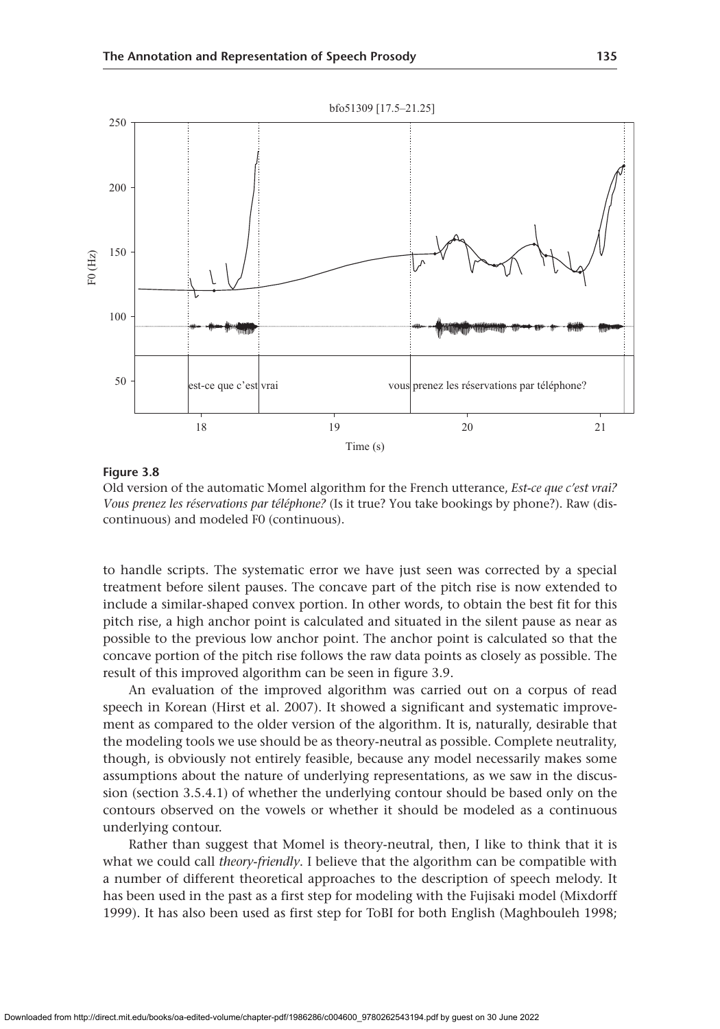**Figure 3.8**
Old version of the automatic Momel algorithm for the French utterance, *Est-ce que c'est vrai? Vous prenez les réservations par téléphone?* (Is it true? You take bookings by phone?). Raw (discontinuous) and modeled F0 (continuous).

to handle scripts. The systematic error we have just seen was corrected by a special treatment before silent pauses. The concave part of the pitch rise is now extended to include a similar-shaped convex portion. In other words, to obtain the best fit for this pitch rise, a high anchor point is calculated and situated in the silent pause as near as possible to the previous low anchor point. The anchor point is calculated so that the concave portion of the pitch rise follows the raw data points as closely as possible. The result of this improved algorithm can be seen in figure 3.9.

An evaluation of the improved algorithm was carried out on a corpus of read speech in Korean (Hirst et al. 2007). It showed a significant and systematic improvement as compared to the older version of the algorithm. It is, naturally, desirable that the modeling tools we use should be as theory-neutral as possible. Complete neutrality, though, is obviously not entirely feasible, because any model necessarily makes some assumptions about the nature of underlying representations, as we saw in the discussion (section 3.5.4.1) of whether the underlying contour should be based only on the contours observed on the vowels or whether it should be modeled as a continuous underlying contour.

Rather than suggest that Momel is theory-neutral, then, I like to think that it is what we could call *theory-friendly*. I believe that the algorithm can be compatible with a number of different theoretical approaches to the description of speech melody. It has been used in the past as a first step for modeling with the Fujisaki model (Mixdorff 1999). It has also been used as first step for ToBI for both English (Maghbouleh 1998;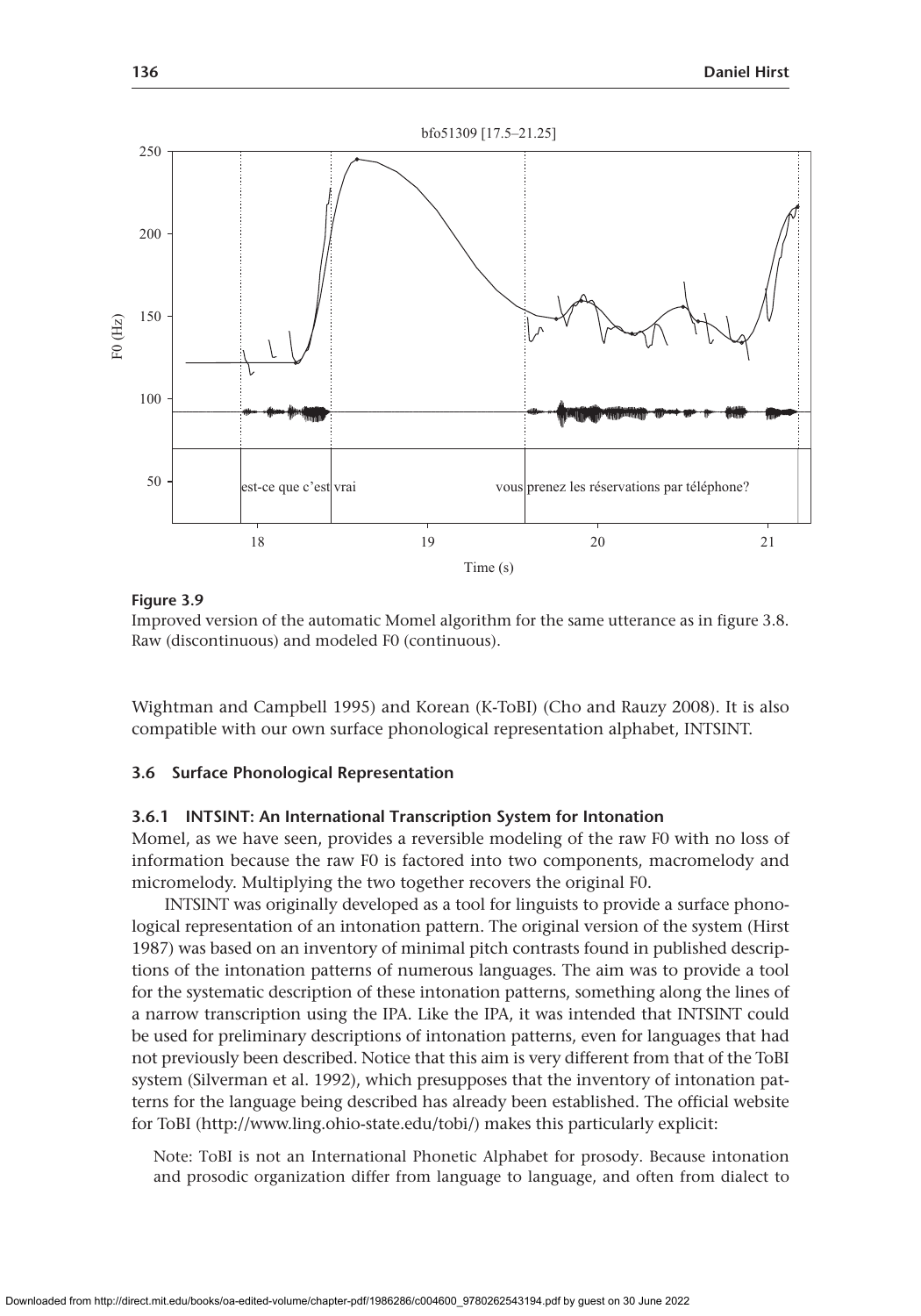**Figure 3.9**
Improved version of the automatic Momel algorithm for the same utterance as in figure 3.8. Raw (discontinuous) and modeled F0 (continuous).

Wightman and Campbell 1995) and Korean (K-ToBI) (Cho and Rauzy 2008). It is also compatible with our own surface phonological representation alphabet, INTSINT.

### 3.6 Surface Phonological Representation

#### 3.6.1 INTSINT: An International Transcription System for Intonation

Momel, as we have seen, provides a reversible modeling of the raw F0 with no loss of information because the raw F0 is factored into two components, macromelody and micromelody. Multiplying the two together recovers the original F0.

INTSINT was originally developed as a tool for linguists to provide a surface phonological representation of an intonation pattern. The original version of the system (Hirst 1987) was based on an inventory of minimal pitch contrasts found in published descriptions of the intonation patterns of numerous languages. The aim was to provide a tool for the systematic description of these intonation patterns, something along the lines of a narrow transcription using the IPA. Like the IPA, it was intended that INTSINT could be used for preliminary descriptions of intonation patterns, even for languages that had not previously been described. Notice that this aim is very different from that of the ToBI system (Silverman et al. 1992), which presupposes that the inventory of intonation patterns for the language being described has already been established. The official website for ToBI (http://www.ling.ohio-state.edu/tobi/) makes this particularly explicit:

> Note: ToBI is not an International Phonetic Alphabet for prosody. Because intonation and prosodic organization differ from language to language, and often from dialect to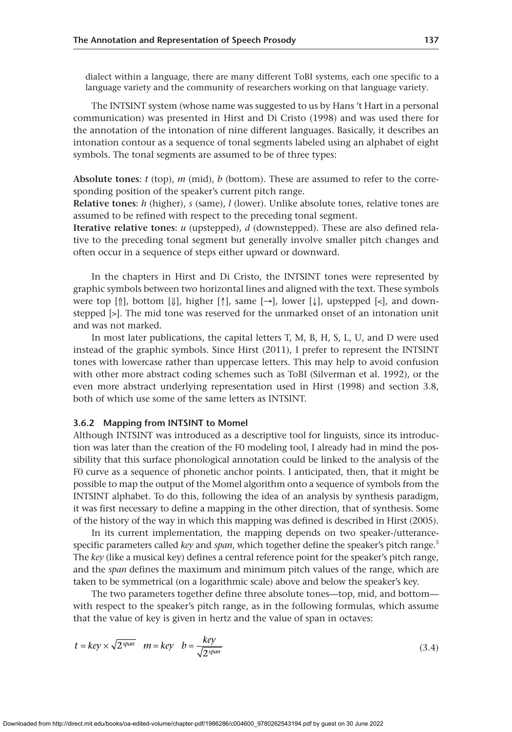dialect within a language, there are many different ToBI systems, each one specific to a language variety and the community of researchers working on that language variety.

The INTSINT system (whose name was suggested to us by Hans 't Hart in a personal communication) was presented in Hirst and Di Cristo (1998) and was used there for the annotation of the intonation of nine different languages. Basically, it describes an intonation contour as a sequence of tonal segments labeled using an alphabet of eight symbols. The tonal segments are assumed to be of three types:

**Absolute tones**: *t* (top), *m* (mid), *b* (bottom). These are assumed to refer to the corresponding position of the speaker's current pitch range.
**Relative tones**: *h* (higher), *s* (same), *l* (lower). Unlike absolute tones, relative tones are assumed to be refined with respect to the preceding tonal segment.
**Iterative relative tones**: *u* (upstepped), *d* (downstepped). These are also defined relative to the preceding tonal segment but generally involve smaller pitch changes and often occur in a sequence of steps either upward or downward.

In the chapters in Hirst and Di Cristo, the INTSINT tones were represented by graphic symbols between two horizontal lines and aligned with the text. These symbols were top [⇑], bottom [⇓], higher [↑], same [→], lower [↓], upstepped [<], and downstepped [>]. The mid tone was reserved for the unmarked onset of an intonation unit and was not marked.

In most later publications, the capital letters T, M, B, H, S, L, U, and D were used instead of the graphic symbols. Since Hirst (2011), I prefer to represent the INTSINT tones with lowercase rather than uppercase letters. This may help to avoid confusion with other more abstract coding schemes such as ToBI (Silverman et al. 1992), or the even more abstract underlying representation used in Hirst (1998) and section 3.8, both of which use some of the same letters as INTSINT.

### 3.6.2 Mapping from INTSINT to Momel

Although INTSINT was introduced as a descriptive tool for linguists, since its introduction was later than the creation of the F0 modeling tool, I already had in mind the possibility that this surface phonological annotation could be linked to the analysis of the F0 curve as a sequence of phonetic anchor points. I anticipated, then, that it might be possible to map the output of the Momel algorithm onto a sequence of symbols from the INTSINT alphabet. To do this, following the idea of an analysis by synthesis paradigm, it was first necessary to define a mapping in the other direction, that of synthesis. Some of the history of the way in which this mapping was defined is described in Hirst (2005).

In its current implementation, the mapping depends on two speaker-/utterance-specific parameters called *key* and *span*, which together define the speaker's pitch range.[5] The *key* (like a musical key) defines a central reference point for the speaker's pitch range, and the *span* defines the maximum and minimum pitch values of the range, which are taken to be symmetrical (on a logarithmic scale) above and below the speaker's key.

The two parameters together define three absolute tones—top, mid, and bottom—with respect to the speaker's pitch range, as in the following formulas, which assume that the value of key is given in hertz and the value of span in octaves:

$$t = key \times \sqrt{2^{span}} \quad m = key \quad b = \frac{key}{\sqrt{2^{span}}} \tag{3.4}$$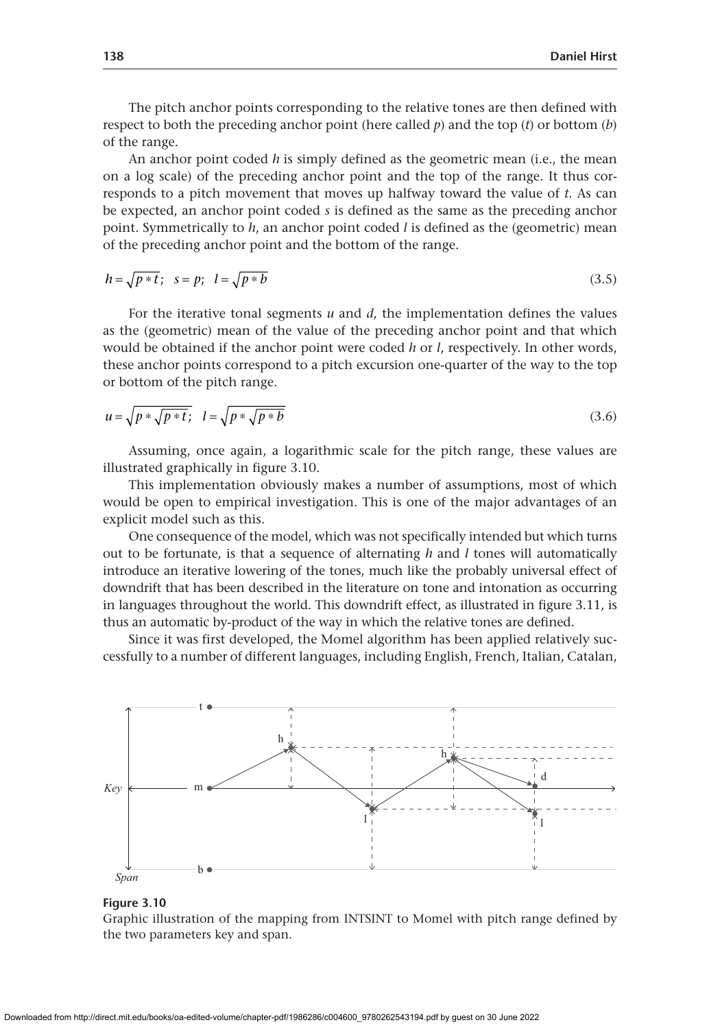The pitch anchor points corresponding to the relative tones are then defined with respect to both the preceding anchor point (here called *p*) and the top (*t*) or bottom (*b*) of the range.

An anchor point coded *h* is simply defined as the geometric mean (i.e., the mean on a log scale) of the preceding anchor point and the top of the range. It thus corresponds to a pitch movement that moves up halfway toward the value of *t*. As can be expected, an anchor point coded *s* is defined as the same as the preceding anchor point. Symmetrically to *h*, an anchor point coded *l* is defined as the (geometric) mean of the preceding anchor point and the bottom of the range.

$$h = \sqrt{p * t}; \quad s = p; \quad l = \sqrt{p * b} \tag{3.5}$$

For the iterative tonal segments *u* and *d*, the implementation defines the values as the (geometric) mean of the value of the preceding anchor point and that which would be obtained if the anchor point were coded *h* or *l*, respectively. In other words, these anchor points correspond to a pitch excursion one-quarter of the way to the top or bottom of the pitch range.

$$u = \sqrt{p * \sqrt{p * t}}; \quad l = \sqrt{p * \sqrt{p * b}} \tag{3.6}$$

Assuming, once again, a logarithmic scale for the pitch range, these values are illustrated graphically in figure 3.10.

This implementation obviously makes a number of assumptions, most of which would be open to empirical investigation. This is one of the major advantages of an explicit model such as this.

One consequence of the model, which was not specifically intended but which turns out to be fortunate, is that a sequence of alternating *h* and *l* tones will automatically introduce an iterative lowering of the tones, much like the probably universal effect of downdrift that has been described in the literature on tone and intonation as occurring in languages throughout the world. This downdrift effect, as illustrated in figure 3.11, is thus an automatic by-product of the way in which the relative tones are defined.

Since it was first developed, the Momel algorithm has been applied relatively successfully to a number of different languages, including English, French, Italian, Catalan,

**Figure 3.10**

Graphic illustration of the mapping from INTSINT to Momel with pitch range defined by the two parameters key and span.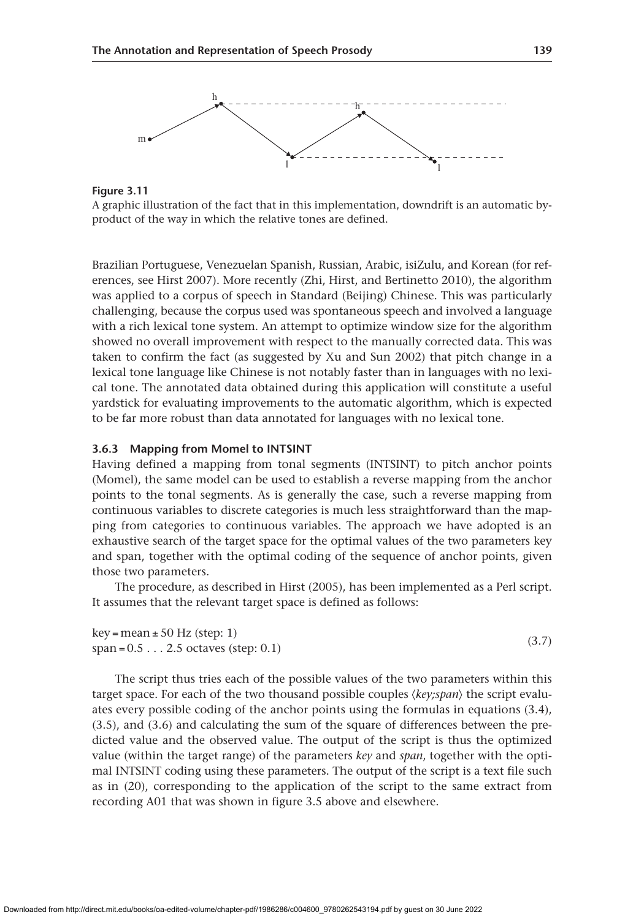**Figure 3.11**
A graphic illustration of the fact that in this implementation, downdrift is an automatic by-product of the way in which the relative tones are defined.

Brazilian Portuguese, Venezuelan Spanish, Russian, Arabic, isiZulu, and Korean (for references, see Hirst 2007). More recently (Zhi, Hirst, and Bertinetto 2010), the algorithm was applied to a corpus of speech in Standard (Beijing) Chinese. This was particularly challenging, because the corpus used was spontaneous speech and involved a language with a rich lexical tone system. An attempt to optimize window size for the algorithm showed no overall improvement with respect to the manually corrected data. This was taken to confirm the fact (as suggested by Xu and Sun 2002) that pitch change in a lexical tone language like Chinese is not notably faster than in languages with no lexical tone. The annotated data obtained during this application will constitute a useful yardstick for evaluating improvements to the automatic algorithm, which is expected to be far more robust than data annotated for languages with no lexical tone.

### 3.6.3 Mapping from Momel to INTSINT

Having defined a mapping from tonal segments (INTSINT) to pitch anchor points (Momel), the same model can be used to establish a reverse mapping from the anchor points to the tonal segments. As is generally the case, such a reverse mapping from continuous variables to discrete categories is much less straightforward than the mapping from categories to continuous variables. The approach we have adopted is an exhaustive search of the target space for the optimal values of the two parameters key and span, together with the optimal coding of the sequence of anchor points, given those two parameters.

The procedure, as described in Hirst (2005), has been implemented as a Perl script. It assumes that the relevant target space is defined as follows:

$$\begin{aligned} &\text{key} = \text{mean} \pm 50 \text{ Hz (step: 1)} \\ &\text{span} = 0.5 \ldots 2.5 \text{ octaves (step: 0.1)} \end{aligned} \tag{3.7}$$

The script thus tries each of the possible values of the two parameters within this target space. For each of the two thousand possible couples ⟨*key;span*⟩ the script evaluates every possible coding of the anchor points using the formulas in equations (3.4), (3.5), and (3.6) and calculating the sum of the square of differences between the predicted value and the observed value. The output of the script is thus the optimized value (within the target range) of the parameters *key* and *span*, together with the optimal INTSINT coding using these parameters. The output of the script is a text file such as in (20), corresponding to the application of the script to the same extract from recording A01 that was shown in figure 3.5 above and elsewhere.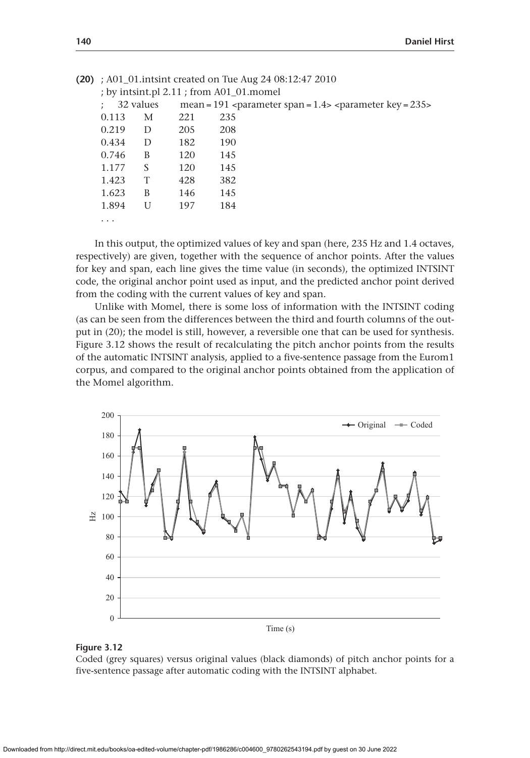**(20)** ; A01_01.intsint created on Tue Aug 24 08:12:47 2010

```
; by intsint.pl 2.11 ; from A01_01.momel
;    32 values     mean = 191 <parameter span = 1.4> <parameter key = 235>
0.113   M   221   235
0.219   D   205   208
0.434   D   182   190
0.746   B   120   145
1.177   S   120   145
1.423   T   428   382
1.623   B   146   145
1.894   U   197   184
. . .
```

In this output, the optimized values of key and span (here, 235 Hz and 1.4 octaves, respectively) are given, together with the sequence of anchor points. After the values for key and span, each line gives the time value (in seconds), the optimized INTSINT code, the original anchor point used as input, and the predicted anchor point derived from the coding with the current values of key and span.

Unlike with Momel, there is some loss of information with the INTSINT coding (as can be seen from the differences between the third and fourth columns of the output in (20); the model is still, however, a reversible one that can be used for synthesis. Figure 3.12 shows the result of recalculating the pitch anchor points from the results of the automatic INTSINT analysis, applied to a five-sentence passage from the Eurom1 corpus, and compared to the original anchor points obtained from the application of the Momel algorithm.

**Figure 3.12**

Coded (grey squares) versus original values (black diamonds) of pitch anchor points for a five-sentence passage after automatic coding with the INTSINT alphabet.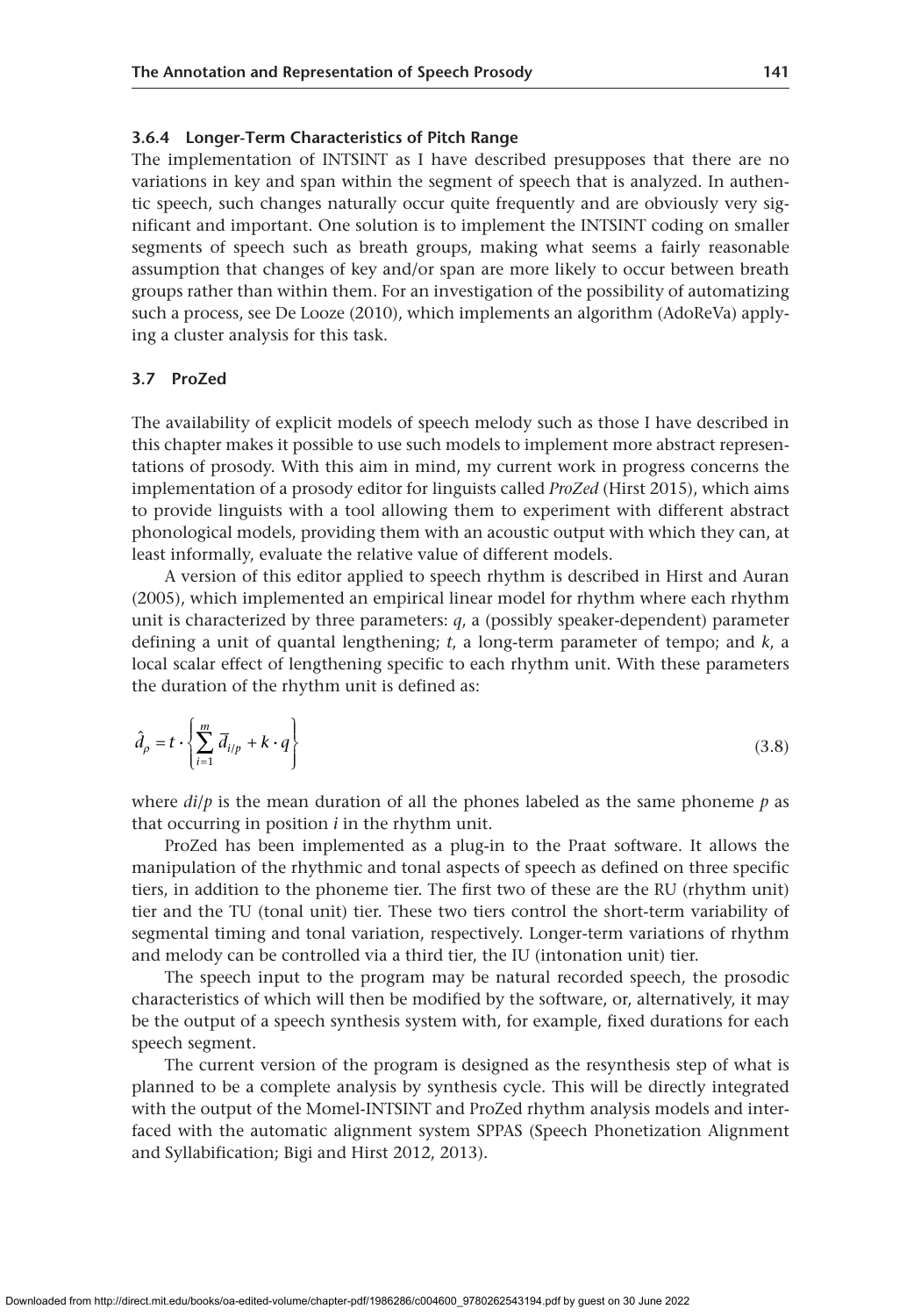### 3.6.4 Longer-Term Characteristics of Pitch Range

The implementation of INTSINT as I have described presupposes that there are no variations in key and span within the segment of speech that is analyzed. In authentic speech, such changes naturally occur quite frequently and are obviously very significant and important. One solution is to implement the INTSINT coding on smaller segments of speech such as breath groups, making what seems a fairly reasonable assumption that changes of key and/or span are more likely to occur between breath groups rather than within them. For an investigation of the possibility of automatizing such a process, see De Looze (2010), which implements an algorithm (AdoReVa) applying a cluster analysis for this task.

## 3.7 ProZed

The availability of explicit models of speech melody such as those I have described in this chapter makes it possible to use such models to implement more abstract representations of prosody. With this aim in mind, my current work in progress concerns the implementation of a prosody editor for linguists called *ProZed* (Hirst 2015), which aims to provide linguists with a tool allowing them to experiment with different abstract phonological models, providing them with an acoustic output with which they can, at least informally, evaluate the relative value of different models.

A version of this editor applied to speech rhythm is described in Hirst and Auran (2005), which implemented an empirical linear model for rhythm where each rhythm unit is characterized by three parameters: $q$, a (possibly speaker-dependent) parameter defining a unit of quantal lengthening; $t$, a long-term parameter of tempo; and $k$, a local scalar effect of lengthening specific to each rhythm unit. With these parameters the duration of the rhythm unit is defined as:

$$\hat{d}_{\rho} = t \cdot \left\{ \sum_{i=1}^{m} \overline{d}_{i/p} + k \cdot q \right\} \tag{3.8}$$

where $di/p$ is the mean duration of all the phones labeled as the same phoneme $p$ as that occurring in position $i$ in the rhythm unit.

ProZed has been implemented as a plug-in to the Praat software. It allows the manipulation of the rhythmic and tonal aspects of speech as defined on three specific tiers, in addition to the phoneme tier. The first two of these are the RU (rhythm unit) tier and the TU (tonal unit) tier. These two tiers control the short-term variability of segmental timing and tonal variation, respectively. Longer-term variations of rhythm and melody can be controlled via a third tier, the IU (intonation unit) tier.

The speech input to the program may be natural recorded speech, the prosodic characteristics of which will then be modified by the software, or, alternatively, it may be the output of a speech synthesis system with, for example, fixed durations for each speech segment.

The current version of the program is designed as the resynthesis step of what is planned to be a complete analysis by synthesis cycle. This will be directly integrated with the output of the Momel-INTSINT and ProZed rhythm analysis models and interfaced with the automatic alignment system SPPAS (Speech Phonetization Alignment and Syllabification; Bigi and Hirst 2012, 2013).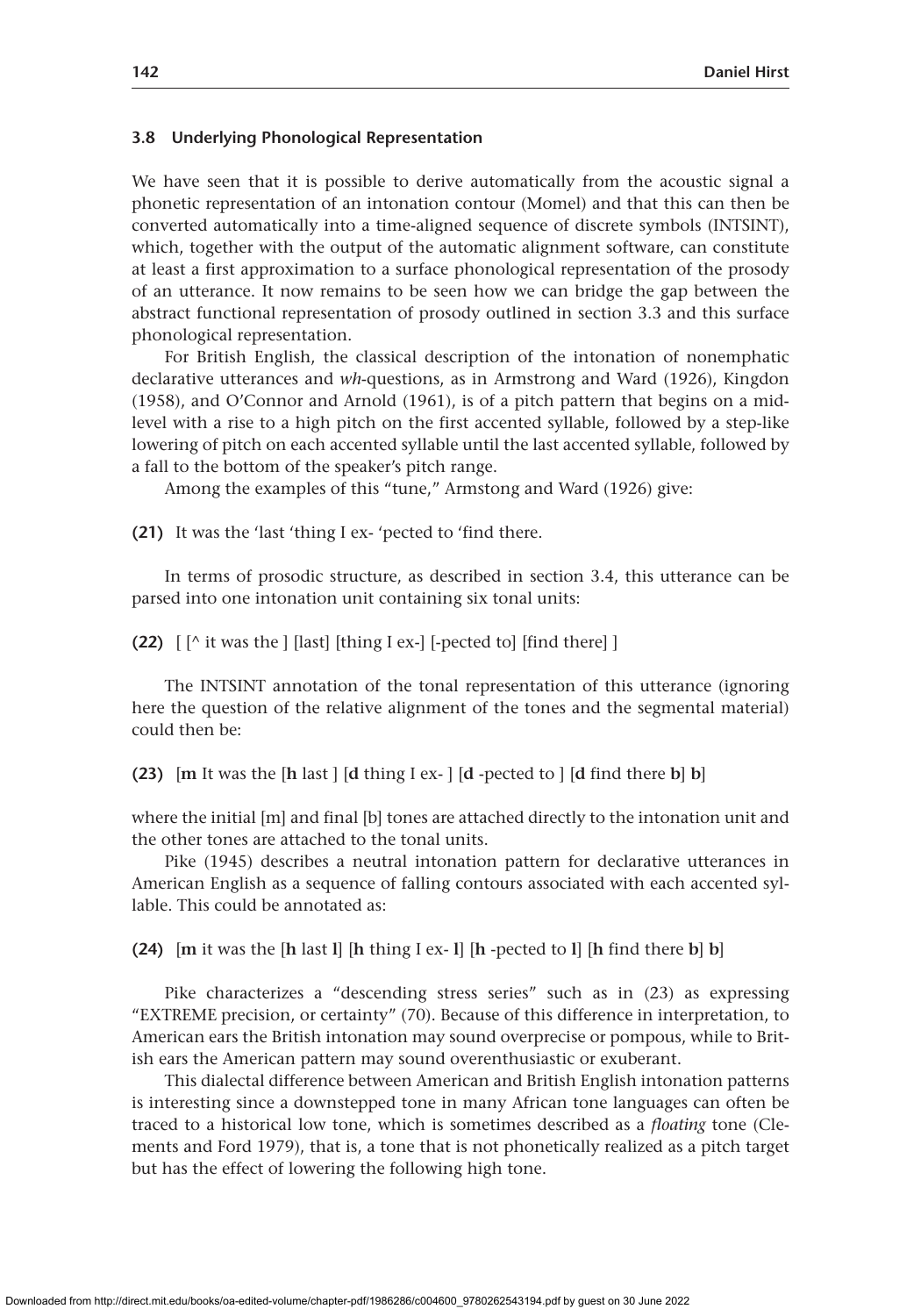### 3.8 Underlying Phonological Representation

We have seen that it is possible to derive automatically from the acoustic signal a phonetic representation of an intonation contour (Momel) and that this can then be converted automatically into a time-aligned sequence of discrete symbols (INTSINT), which, together with the output of the automatic alignment software, can constitute at least a first approximation to a surface phonological representation of the prosody of an utterance. It now remains to be seen how we can bridge the gap between the abstract functional representation of prosody outlined in section 3.3 and this surface phonological representation.

For British English, the classical description of the intonation of nonemphatic declarative utterances and *wh*-questions, as in Armstrong and Ward (1926), Kingdon (1958), and O'Connor and Arnold (1961), is of a pitch pattern that begins on a mid-level with a rise to a high pitch on the first accented syllable, followed by a step-like lowering of pitch on each accented syllable until the last accented syllable, followed by a fall to the bottom of the speaker's pitch range.

Among the examples of this "tune," Armstong and Ward (1926) give:

**(21)** It was the 'last 'thing I ex- 'pected to 'find there.

In terms of prosodic structure, as described in section 3.4, this utterance can be parsed into one intonation unit containing six tonal units:

**(22)** [ [^ it was the ] [last] [thing I ex-] [-pected to] [find there] ]

The INTSINT annotation of the tonal representation of this utterance (ignoring here the question of the relative alignment of the tones and the segmental material) could then be:

**(23)** [**m** It was the [**h** last ] [**d** thing I ex- ] [**d** -pected to ] [**d** find there **b**] **b**]

where the initial [m] and final [b] tones are attached directly to the intonation unit and the other tones are attached to the tonal units.

Pike (1945) describes a neutral intonation pattern for declarative utterances in American English as a sequence of falling contours associated with each accented syllable. This could be annotated as:

**(24)** [**m** it was the [**h** last **l**] [**h** thing I ex- **l**] [**h** -pected to **l**] [**h** find there **b**] **b**]

Pike characterizes a "descending stress series" such as in (23) as expressing "EXTREME precision, or certainty" (70). Because of this difference in interpretation, to American ears the British intonation may sound overprecise or pompous, while to British ears the American pattern may sound overenthusiastic or exuberant.

This dialectal difference between American and British English intonation patterns is interesting since a downstepped tone in many African tone languages can often be traced to a historical low tone, which is sometimes described as a *floating* tone (Clements and Ford 1979), that is, a tone that is not phonetically realized as a pitch target but has the effect of lowering the following high tone.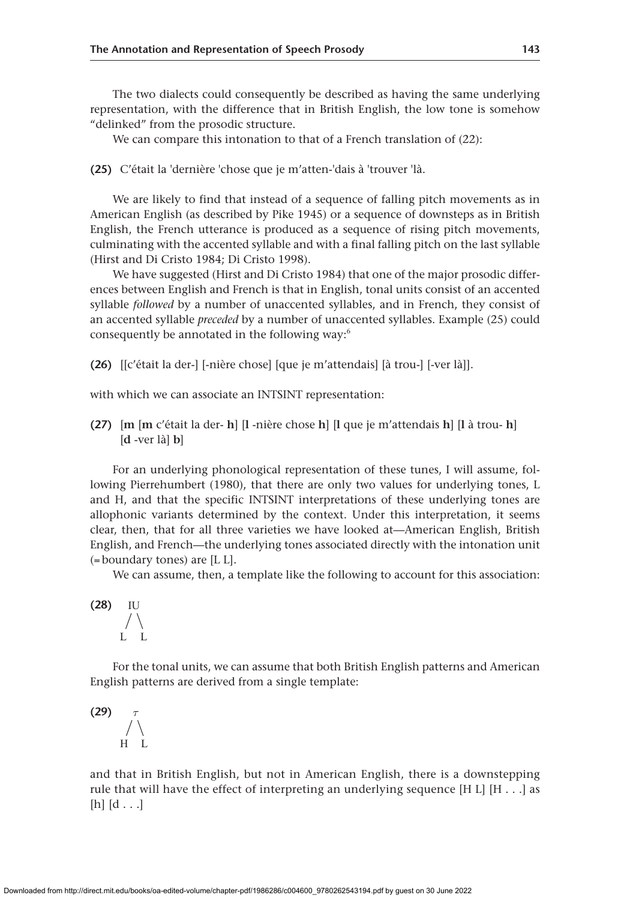The two dialects could consequently be described as having the same underlying representation, with the difference that in British English, the low tone is somehow "delinked" from the prosodic structure.

We can compare this intonation to that of a French translation of (22):

**(25)** C'était la 'dernière 'chose que je m'atten-'dais à 'trouver 'là.

We are likely to find that instead of a sequence of falling pitch movements as in American English (as described by Pike 1945) or a sequence of downsteps as in British English, the French utterance is produced as a sequence of rising pitch movements, culminating with the accented syllable and with a final falling pitch on the last syllable (Hirst and Di Cristo 1984; Di Cristo 1998).

We have suggested (Hirst and Di Cristo 1984) that one of the major prosodic differences between English and French is that in English, tonal units consist of an accented syllable *followed* by a number of unaccented syllables, and in French, they consist of an accented syllable *preceded* by a number of unaccented syllables. Example (25) could consequently be annotated in the following way:[6]

**(26)** [[c'était la der-] [-nière chose] [que je m'attendais] [à trou-] [-ver là]].

with which we can associate an INTSINT representation:

**(27)** [**m** [**m** c'était la der- **h**] [**l** -nière chose **h**] [**l** que je m'attendais **h**] [**l** à trou- **h**] [**d** -ver là] **b**]

For an underlying phonological representation of these tunes, I will assume, following Pierrehumbert (1980), that there are only two values for underlying tones, L and H, and that the specific INTSINT interpretations of these underlying tones are allophonic variants determined by the context. Under this interpretation, it seems clear, then, that for all three varieties we have looked at—American English, British English, and French—the underlying tones associated directly with the intonation unit (= boundary tones) are [L L].

We can assume, then, a template like the following to account for this association:

**(28)**
```
  IU
 /  \
L    L
```

For the tonal units, we can assume that both British English patterns and American English patterns are derived from a single template:

**(29)**
```
  τ
 / \
H   L
```

and that in British English, but not in American English, there is a downstepping rule that will have the effect of interpreting an underlying sequence [H L] [H . . .] as [h] [d . . .]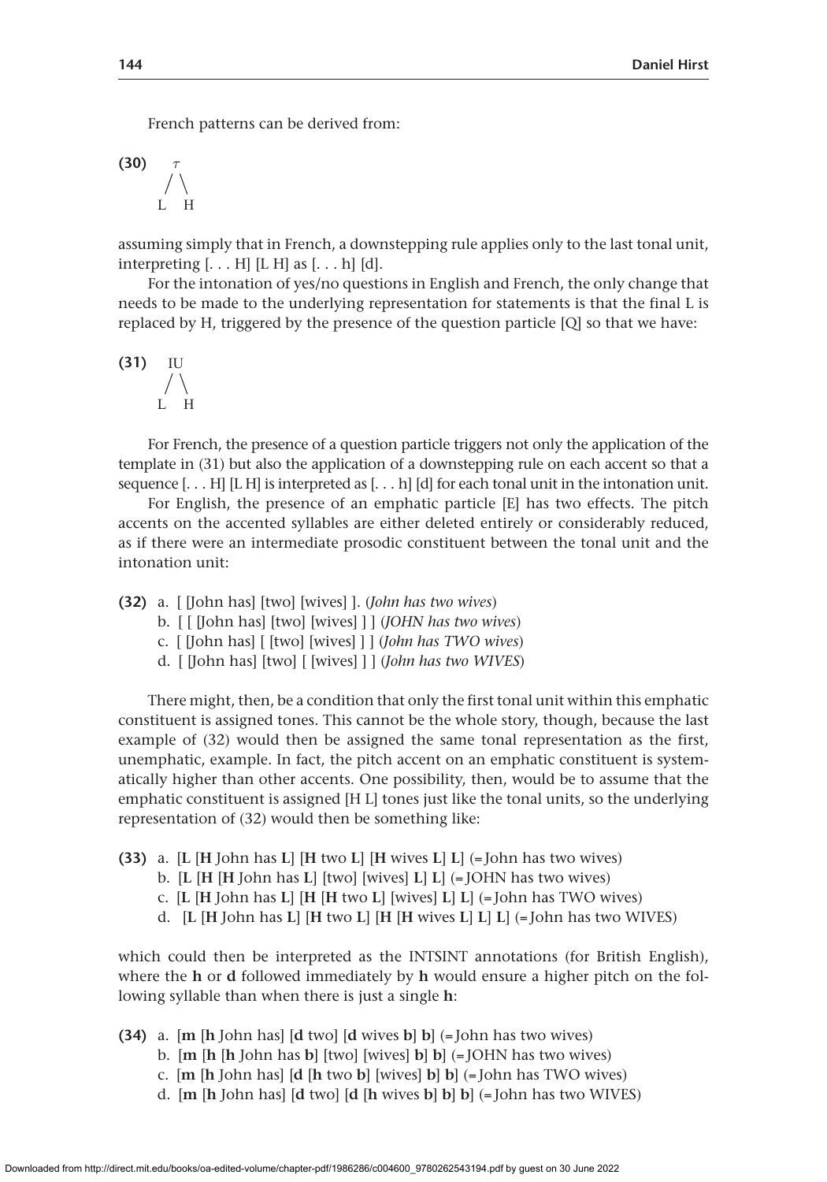French patterns can be derived from:

**(30)**

```
   τ
  / \
 L   H
```

assuming simply that in French, a downstepping rule applies only to the last tonal unit, interpreting [. . . H] [L H] as [. . . h] [d].

For the intonation of yes/no questions in English and French, the only change that needs to be made to the underlying representation for statements is that the final L is replaced by H, triggered by the presence of the question particle [Q] so that we have:

**(31)**

```
  IU
  / \
 L   H
```

For French, the presence of a question particle triggers not only the application of the template in (31) but also the application of a downstepping rule on each accent so that a sequence [. . . H] [L H] is interpreted as [. . . h] [d] for each tonal unit in the intonation unit.

For English, the presence of an emphatic particle [E] has two effects. The pitch accents on the accented syllables are either deleted entirely or considerably reduced, as if there were an intermediate prosodic constituent between the tonal unit and the intonation unit:

**(32)** a. [ [John has] [two] [wives] ]. (*John has two wives*)
b. [ [ [John has] [two] [wives] ] ] (*JOHN has two wives*)
c. [ [John has] [ [two] [wives] ] ] (*John has TWO wives*)
d. [ [John has] [two] [ [wives] ] ] (*John has two WIVES*)

There might, then, be a condition that only the first tonal unit within this emphatic constituent is assigned tones. This cannot be the whole story, though, because the last example of (32) would then be assigned the same tonal representation as the first, unemphatic, example. In fact, the pitch accent on an emphatic constituent is systematically higher than other accents. One possibility, then, would be to assume that the emphatic constituent is assigned [H L] tones just like the tonal units, so the underlying representation of (32) would then be something like:

**(33)** a. [**L** [**H** John has **L**] [**H** two **L**] [**H** wives **L**] **L**] (= John has two wives)
b. [**L** [**H** [**H** John has **L**] [two] [wives] **L**] **L**] (= JOHN has two wives)
c. [**L** [**H** John has **L**] [**H** [**H** two **L**] [wives] **L**] **L**] (= John has TWO wives)
d. [**L** [**H** John has **L**] [**H** two **L**] [**H** [**H** wives **L**] **L**] **L**] (= John has two WIVES)

which could then be interpreted as the INTSINT annotations (for British English), where the **h** or **d** followed immediately by **h** would ensure a higher pitch on the following syllable than when there is just a single **h**:

**(34)** a. [**m** [**h** John has] [**d** two] [**d** wives **b**] **b**] (= John has two wives)
b. [**m** [**h** [**h** John has **b**] [two] [wives] **b**] **b**] (= JOHN has two wives)
c. [**m** [**h** John has] [**d** [**h** two **b**] [wives] **b**] **b**] (= John has TWO wives)
d. [**m** [**h** John has] [**d** two] [**d** [**h** wives **b**] **b**] **b**] (= John has two WIVES)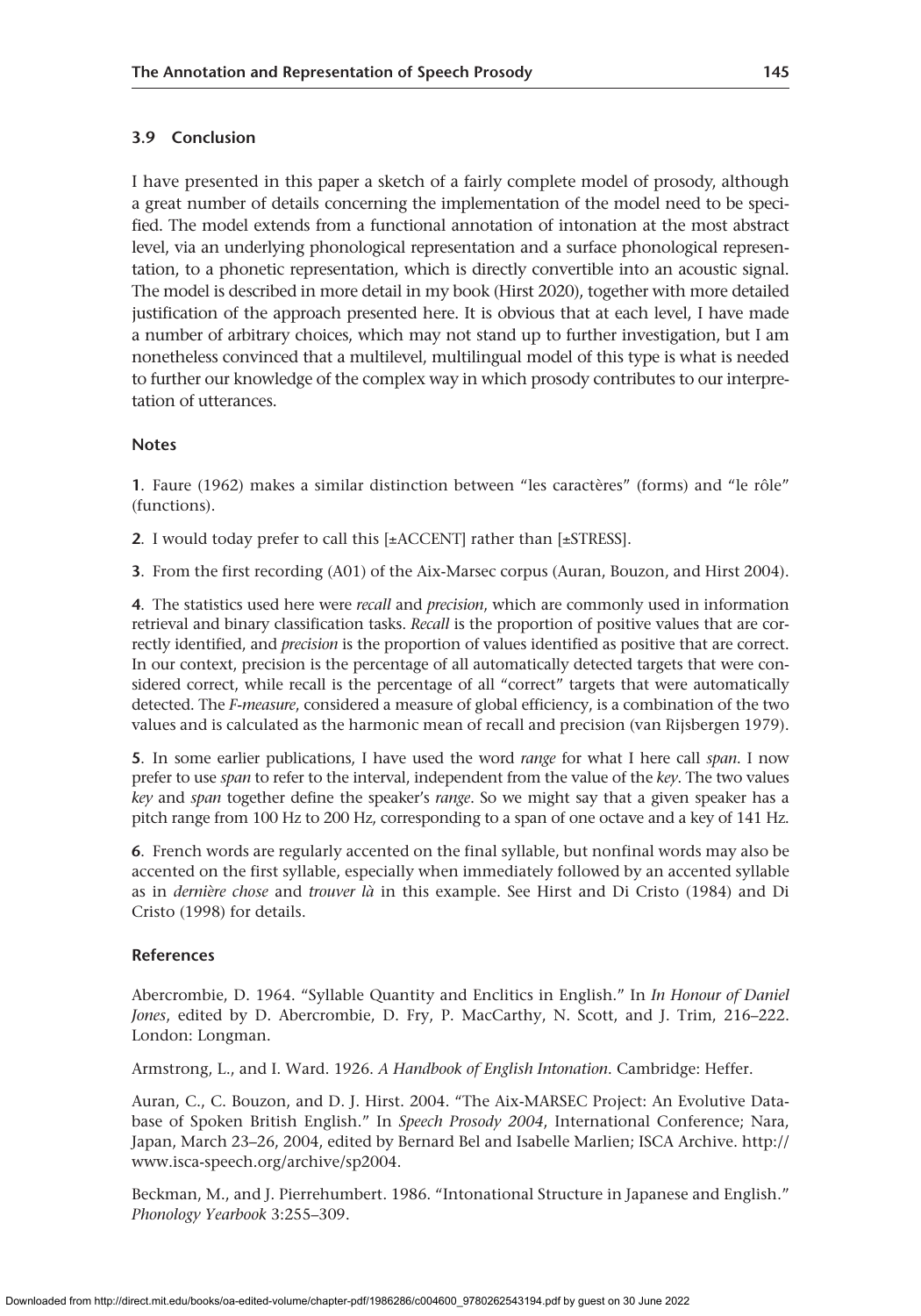### 3.9 Conclusion

I have presented in this paper a sketch of a fairly complete model of prosody, although a great number of details concerning the implementation of the model need to be specified. The model extends from a functional annotation of intonation at the most abstract level, via an underlying phonological representation and a surface phonological representation, to a phonetic representation, which is directly convertible into an acoustic signal. The model is described in more detail in my book (Hirst 2020), together with more detailed justification of the approach presented here. It is obvious that at each level, I have made a number of arbitrary choices, which may not stand up to further investigation, but I am nonetheless convinced that a multilevel, multilingual model of this type is what is needed to further our knowledge of the complex way in which prosody contributes to our interpretation of utterances.

#### Notes

**1**. Faure (1962) makes a similar distinction between “les caractères” (forms) and “le rôle” (functions).

**2**. I would today prefer to call this [±ACCENT] rather than [±STRESS].

**3**. From the first recording (A01) of the Aix-Marsec corpus (Auran, Bouzon, and Hirst 2004).

**4**. The statistics used here were *recall* and *precision*, which are commonly used in information retrieval and binary classification tasks. *Recall* is the proportion of positive values that are correctly identified, and *precision* is the proportion of values identified as positive that are correct. In our context, precision is the percentage of all automatically detected targets that were considered correct, while recall is the percentage of all “correct” targets that were automatically detected. The *F-measure*, considered a measure of global efficiency, is a combination of the two values and is calculated as the harmonic mean of recall and precision (van Rijsbergen 1979).

**5**. In some earlier publications, I have used the word *range* for what I here call *span*. I now prefer to use *span* to refer to the interval, independent from the value of the *key*. The two values *key* and *span* together define the speaker’s *range*. So we might say that a given speaker has a pitch range from 100 Hz to 200 Hz, corresponding to a span of one octave and a key of 141 Hz.

**6**. French words are regularly accented on the final syllable, but nonfinal words may also be accented on the first syllable, especially when immediately followed by an accented syllable as in *dernière chose* and *trouver là* in this example. See Hirst and Di Cristo (1984) and Di Cristo (1998) for details.

#### References

Abercrombie, D. 1964. “Syllable Quantity and Enclitics in English.” In *In Honour of Daniel Jones*, edited by D. Abercrombie, D. Fry, P. MacCarthy, N. Scott, and J. Trim, 216–222. London: Longman.

Armstrong, L., and I. Ward. 1926. *A Handbook of English Intonation*. Cambridge: Heffer.

Auran, C., C. Bouzon, and D. J. Hirst. 2004. “The Aix-MARSEC Project: An Evolutive Database of Spoken British English.” In *Speech Prosody 2004*, International Conference; Nara, Japan, March 23–26, 2004, edited by Bernard Bel and Isabelle Marlien; ISCA Archive. http://www.isca-speech.org/archive/sp2004.

Beckman, M., and J. Pierrehumbert. 1986. “Intonational Structure in Japanese and English.” *Phonology Yearbook* 3:255–309.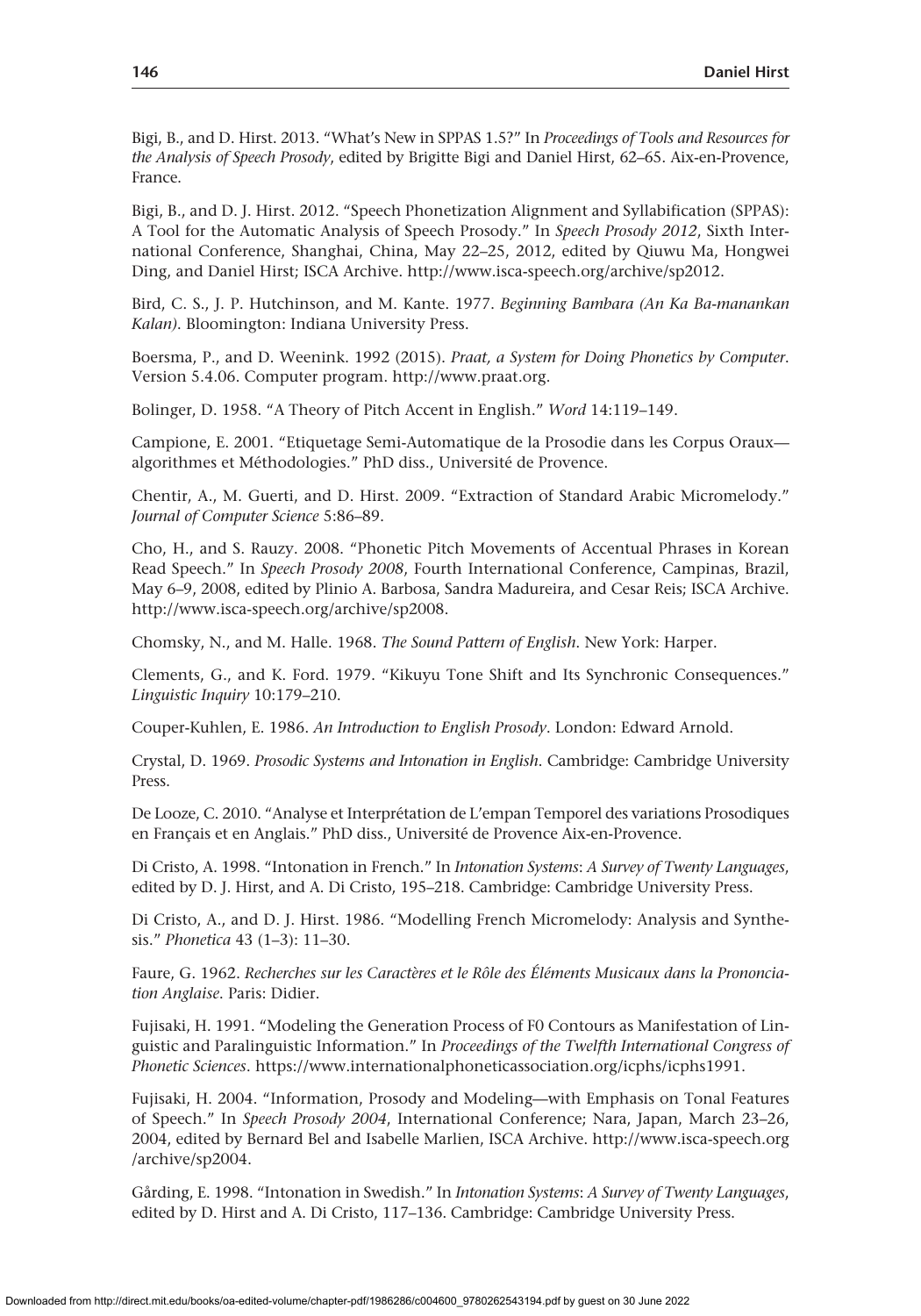Bigi, B., and D. Hirst. 2013. “What’s New in SPPAS 1.5?” In *Proceedings of Tools and Resources for the Analysis of Speech Prosody*, edited by Brigitte Bigi and Daniel Hirst, 62–65. Aix-en-Provence, France.

Bigi, B., and D. J. Hirst. 2012. “Speech Phonetization Alignment and Syllabification (SPPAS): A Tool for the Automatic Analysis of Speech Prosody.” In *Speech Prosody 2012*, Sixth International Conference, Shanghai, China, May 22–25, 2012, edited by Qiuwu Ma, Hongwei Ding, and Daniel Hirst; ISCA Archive. http://www.isca-speech.org/archive/sp2012.

Bird, C. S., J. P. Hutchinson, and M. Kante. 1977. *Beginning Bambara (An Ka Ba-manankan Kalan)*. Bloomington: Indiana University Press.

Boersma, P., and D. Weenink. 1992 (2015). *Praat, a System for Doing Phonetics by Computer*. Version 5.4.06. Computer program. http://www.praat.org.

Bolinger, D. 1958. “A Theory of Pitch Accent in English.” *Word* 14:119–149.

Campione, E. 2001. “Etiquetage Semi-Automatique de la Prosodie dans les Corpus Oraux—algorithmes et Méthodologies.” PhD diss., Université de Provence.

Chentir, A., M. Guerti, and D. Hirst. 2009. “Extraction of Standard Arabic Micromelody.” *Journal of Computer Science* 5:86–89.

Cho, H., and S. Rauzy. 2008. “Phonetic Pitch Movements of Accentual Phrases in Korean Read Speech.” In *Speech Prosody 2008*, Fourth International Conference, Campinas, Brazil, May 6–9, 2008, edited by Plinio A. Barbosa, Sandra Madureira, and Cesar Reis; ISCA Archive. http://www.isca-speech.org/archive/sp2008.

Chomsky, N., and M. Halle. 1968. *The Sound Pattern of English*. New York: Harper.

Clements, G., and K. Ford. 1979. “Kikuyu Tone Shift and Its Synchronic Consequences.” *Linguistic Inquiry* 10:179–210.

Couper-Kuhlen, E. 1986. *An Introduction to English Prosody*. London: Edward Arnold.

Crystal, D. 1969. *Prosodic Systems and Intonation in English*. Cambridge: Cambridge University Press.

De Looze, C. 2010. “Analyse et Interprétation de L’empan Temporel des variations Prosodiques en Français et en Anglais.” PhD diss., Université de Provence Aix-en-Provence.

Di Cristo, A. 1998. “Intonation in French.” In *Intonation Systems*: *A Survey of Twenty Languages*, edited by D. J. Hirst, and A. Di Cristo, 195–218. Cambridge: Cambridge University Press.

Di Cristo, A., and D. J. Hirst. 1986. “Modelling French Micromelody: Analysis and Synthesis.” *Phonetica* 43 (1–3): 11–30.

Faure, G. 1962. *Recherches sur les Caractères et le Rôle des Éléments Musicaux dans la Prononciation Anglaise*. Paris: Didier.

Fujisaki, H. 1991. “Modeling the Generation Process of F0 Contours as Manifestation of Linguistic and Paralinguistic Information.” In *Proceedings of the Twelfth International Congress of Phonetic Sciences*. https://www.internationalphoneticassociation.org/icphs/icphs1991.

Fujisaki, H. 2004. “Information, Prosody and Modeling—with Emphasis on Tonal Features of Speech.” In *Speech Prosody 2004*, International Conference; Nara, Japan, March 23–26, 2004, edited by Bernard Bel and Isabelle Marlien, ISCA Archive. http://www.isca-speech.org/archive/sp2004.

Gårding, E. 1998. “Intonation in Swedish.” In *Intonation Systems*: *A Survey of Twenty Languages*, edited by D. Hirst and A. Di Cristo, 117–136. Cambridge: Cambridge University Press.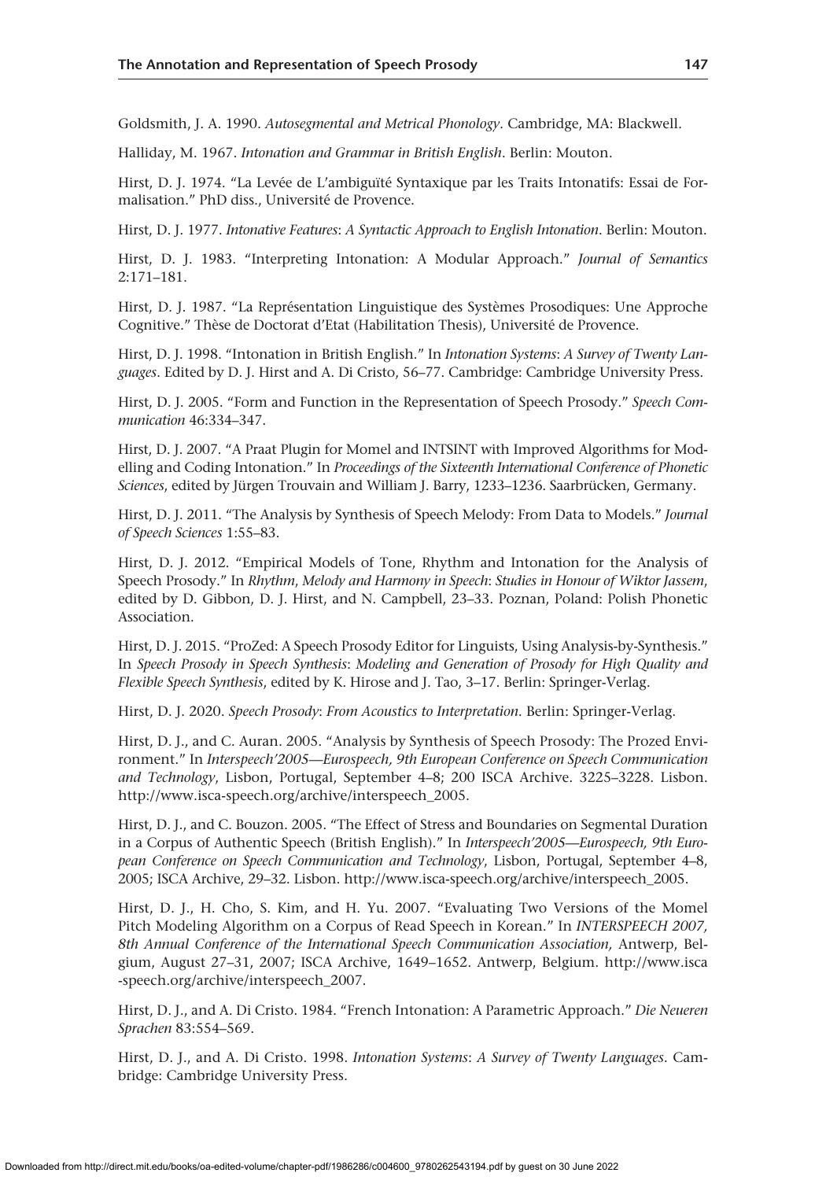Goldsmith, J. A. 1990. *Autosegmental and Metrical Phonology*. Cambridge, MA: Blackwell.

Halliday, M. 1967. *Intonation and Grammar in British English*. Berlin: Mouton.

Hirst, D. J. 1974. "La Levée de L'ambiguïté Syntaxique par les Traits Intonatifs: Essai de Formalisation." PhD diss., Université de Provence.

Hirst, D. J. 1977. *Intonative Features: A Syntactic Approach to English Intonation*. Berlin: Mouton.

Hirst, D. J. 1983. "Interpreting Intonation: A Modular Approach." *Journal of Semantics* 2:171–181.

Hirst, D. J. 1987. "La Représentation Linguistique des Systèmes Prosodiques: Une Approche Cognitive." Thèse de Doctorat d'Etat (Habilitation Thesis), Université de Provence.

Hirst, D. J. 1998. "Intonation in British English." In *Intonation Systems: A Survey of Twenty Languages*. Edited by D. J. Hirst and A. Di Cristo, 56–77. Cambridge: Cambridge University Press.

Hirst, D. J. 2005. "Form and Function in the Representation of Speech Prosody." *Speech Communication* 46:334–347.

Hirst, D. J. 2007. "A Praat Plugin for Momel and INTSINT with Improved Algorithms for Modelling and Coding Intonation." In *Proceedings of the Sixteenth International Conference of Phonetic Sciences*, edited by Jürgen Trouvain and William J. Barry, 1233–1236. Saarbrücken, Germany.

Hirst, D. J. 2011. "The Analysis by Synthesis of Speech Melody: From Data to Models." *Journal of Speech Sciences* 1:55–83.

Hirst, D. J. 2012. "Empirical Models of Tone, Rhythm and Intonation for the Analysis of Speech Prosody." In *Rhythm, Melody and Harmony in Speech: Studies in Honour of Wiktor Jassem*, edited by D. Gibbon, D. J. Hirst, and N. Campbell, 23–33. Poznan, Poland: Polish Phonetic Association.

Hirst, D. J. 2015. "ProZed: A Speech Prosody Editor for Linguists, Using Analysis-by-Synthesis." In *Speech Prosody in Speech Synthesis: Modeling and Generation of Prosody for High Quality and Flexible Speech Synthesis*, edited by K. Hirose and J. Tao, 3–17. Berlin: Springer-Verlag.

Hirst, D. J. 2020. *Speech Prosody: From Acoustics to Interpretation*. Berlin: Springer-Verlag.

Hirst, D. J., and C. Auran. 2005. "Analysis by Synthesis of Speech Prosody: The Prozed Environment." In *Interspeech'2005—Eurospeech, 9th European Conference on Speech Communication and Technology*, Lisbon, Portugal, September 4–8; 200 ISCA Archive. 3225–3228. Lisbon. http://www.isca-speech.org/archive/interspeech_2005.

Hirst, D. J., and C. Bouzon. 2005. "The Effect of Stress and Boundaries on Segmental Duration in a Corpus of Authentic Speech (British English)." In *Interspeech'2005—Eurospeech, 9th European Conference on Speech Communication and Technology*, Lisbon, Portugal, September 4–8, 2005; ISCA Archive, 29–32. Lisbon. http://www.isca-speech.org/archive/interspeech_2005.

Hirst, D. J., H. Cho, S. Kim, and H. Yu. 2007. "Evaluating Two Versions of the Momel Pitch Modeling Algorithm on a Corpus of Read Speech in Korean." In *INTERSPEECH 2007, 8th Annual Conference of the International Speech Communication Association*, Antwerp, Belgium, August 27–31, 2007; ISCA Archive, 1649–1652. Antwerp, Belgium. http://www.isca-speech.org/archive/interspeech_2007.

Hirst, D. J., and A. Di Cristo. 1984. "French Intonation: A Parametric Approach." *Die Neueren Sprachen* 83:554–569.

Hirst, D. J., and A. Di Cristo. 1998. *Intonation Systems: A Survey of Twenty Languages*. Cambridge: Cambridge University Press.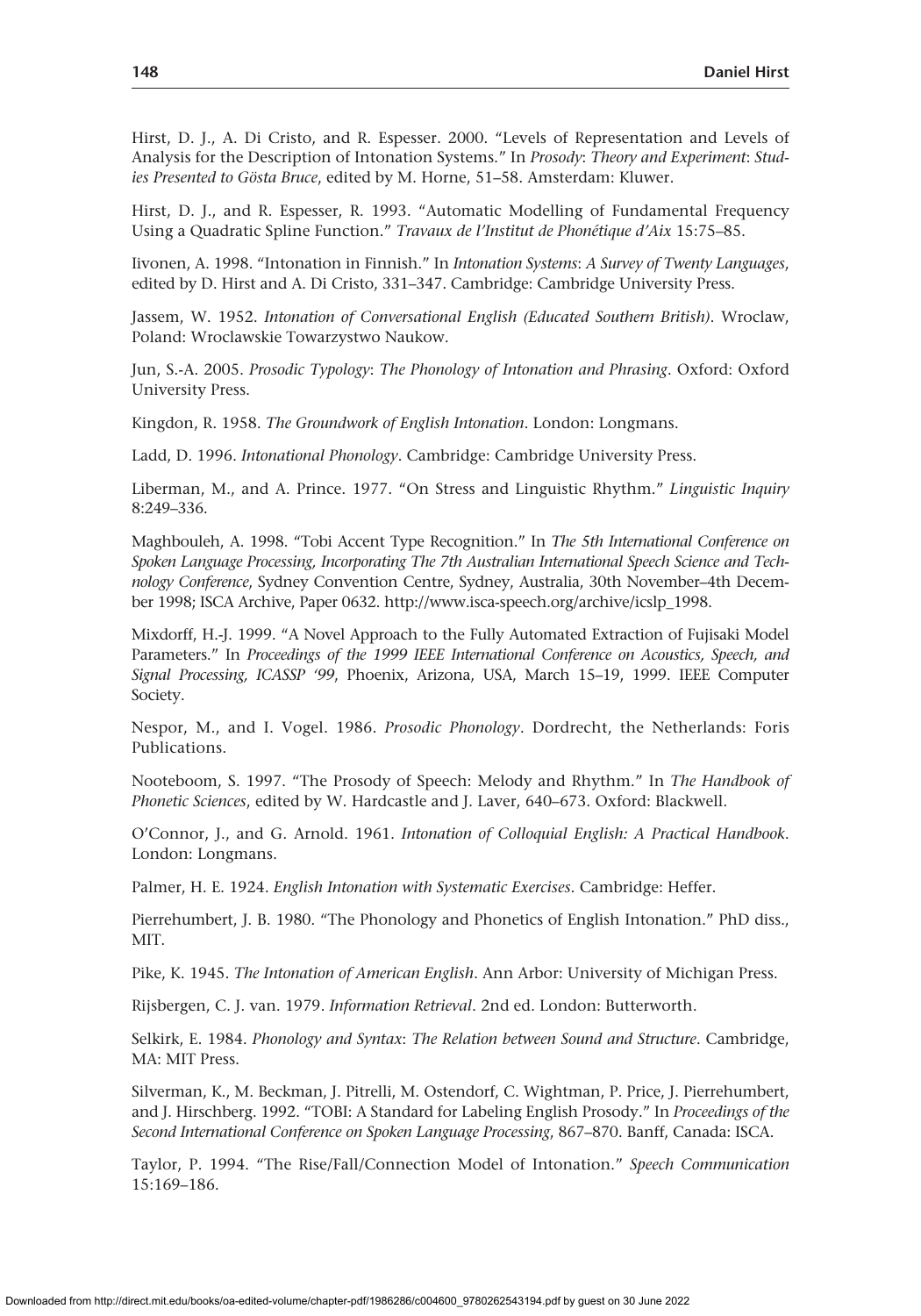Hirst, D. J., A. Di Cristo, and R. Espesser. 2000. "Levels of Representation and Levels of Analysis for the Description of Intonation Systems." In *Prosody*: *Theory and Experiment*: *Studies Presented to Gösta Bruce*, edited by M. Horne, 51–58. Amsterdam: Kluwer.

Hirst, D. J., and R. Espesser, R. 1993. "Automatic Modelling of Fundamental Frequency Using a Quadratic Spline Function." *Travaux de l'Institut de Phonétique d'Aix* 15:75–85.

Iivonen, A. 1998. "Intonation in Finnish." In *Intonation Systems*: *A Survey of Twenty Languages*, edited by D. Hirst and A. Di Cristo, 331–347. Cambridge: Cambridge University Press.

Jassem, W. 1952. *Intonation of Conversational English (Educated Southern British)*. Wroclaw, Poland: Wroclawskie Towarzystwo Naukow.

Jun, S.-A. 2005. *Prosodic Typology*: *The Phonology of Intonation and Phrasing*. Oxford: Oxford University Press.

Kingdon, R. 1958. *The Groundwork of English Intonation*. London: Longmans.

Ladd, D. 1996. *Intonational Phonology*. Cambridge: Cambridge University Press.

Liberman, M., and A. Prince. 1977. "On Stress and Linguistic Rhythm." *Linguistic Inquiry* 8:249–336.

Maghbouleh, A. 1998. "Tobi Accent Type Recognition." In *The 5th International Conference on Spoken Language Processing, Incorporating The 7th Australian International Speech Science and Technology Conference*, Sydney Convention Centre, Sydney, Australia, 30th November–4th December 1998; ISCA Archive, Paper 0632. http://www.isca-speech.org/archive/icslp_1998.

Mixdorff, H.-J. 1999. "A Novel Approach to the Fully Automated Extraction of Fujisaki Model Parameters." In *Proceedings of the 1999 IEEE International Conference on Acoustics, Speech, and Signal Processing, ICASSP '99*, Phoenix, Arizona, USA, March 15–19, 1999. IEEE Computer Society.

Nespor, M., and I. Vogel. 1986. *Prosodic Phonology*. Dordrecht, the Netherlands: Foris Publications.

Nooteboom, S. 1997. "The Prosody of Speech: Melody and Rhythm." In *The Handbook of Phonetic Sciences*, edited by W. Hardcastle and J. Laver, 640–673. Oxford: Blackwell.

O'Connor, J., and G. Arnold. 1961. *Intonation of Colloquial English: A Practical Handbook*. London: Longmans.

Palmer, H. E. 1924. *English Intonation with Systematic Exercises*. Cambridge: Heffer.

Pierrehumbert, J. B. 1980. "The Phonology and Phonetics of English Intonation." PhD diss., MIT.

Pike, K. 1945. *The Intonation of American English*. Ann Arbor: University of Michigan Press.

Rijsbergen, C. J. van. 1979. *Information Retrieval*. 2nd ed. London: Butterworth.

Selkirk, E. 1984. *Phonology and Syntax*: *The Relation between Sound and Structure*. Cambridge, MA: MIT Press.

Silverman, K., M. Beckman, J. Pitrelli, M. Ostendorf, C. Wightman, P. Price, J. Pierrehumbert, and J. Hirschberg. 1992. "TOBI: A Standard for Labeling English Prosody." In *Proceedings of the Second International Conference on Spoken Language Processing*, 867–870. Banff, Canada: ISCA.

Taylor, P. 1994. "The Rise/Fall/Connection Model of Intonation." *Speech Communication* 15:169–186.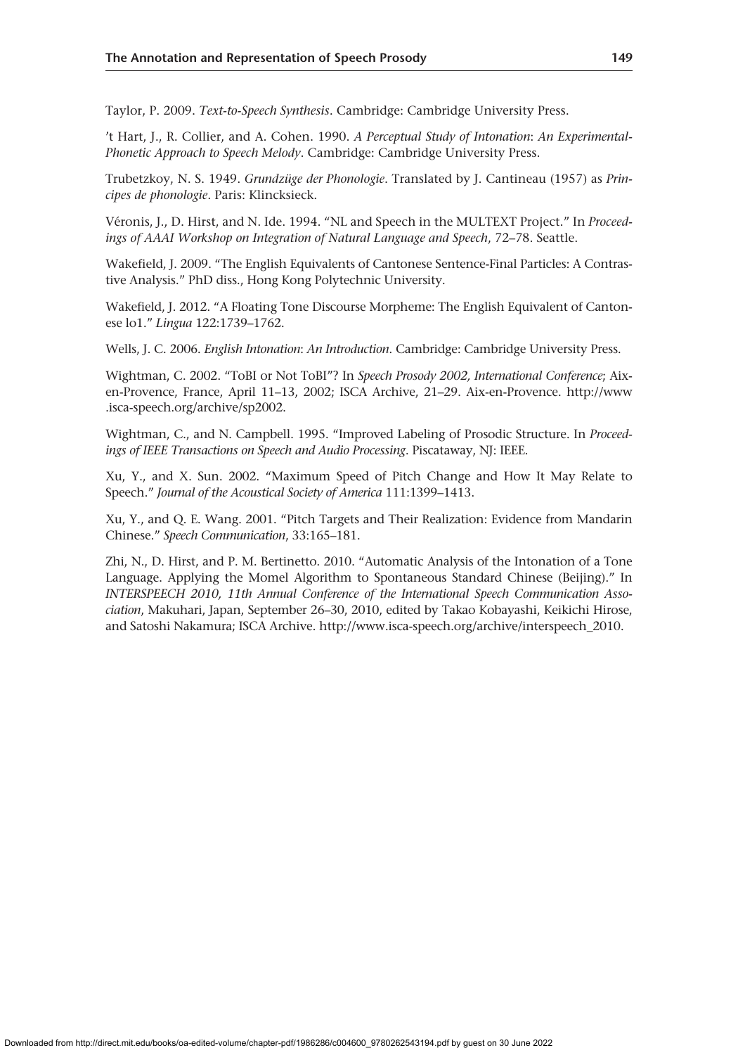Taylor, P. 2009. *Text-to-Speech Synthesis*. Cambridge: Cambridge University Press.

’t Hart, J., R. Collier, and A. Cohen. 1990. *A Perceptual Study of Intonation: An Experimental-Phonetic Approach to Speech Melody*. Cambridge: Cambridge University Press.

Trubetzkoy, N. S. 1949. *Grundzüge der Phonologie*. Translated by J. Cantineau (1957) as *Principes de phonologie*. Paris: Klincksieck.

Véronis, J., D. Hirst, and N. Ide. 1994. “NL and Speech in the MULTEXT Project.” In *Proceedings of AAAI Workshop on Integration of Natural Language and Speech*, 72–78. Seattle.

Wakefield, J. 2009. “The English Equivalents of Cantonese Sentence-Final Particles: A Contrastive Analysis.” PhD diss., Hong Kong Polytechnic University.

Wakefield, J. 2012. “A Floating Tone Discourse Morpheme: The English Equivalent of Cantonese lo1.” *Lingua* 122:1739–1762.

Wells, J. C. 2006. *English Intonation: An Introduction*. Cambridge: Cambridge University Press.

Wightman, C. 2002. “ToBI or Not ToBI”? In *Speech Prosody 2002, International Conference*; Aix-en-Provence, France, April 11–13, 2002; ISCA Archive, 21–29. Aix-en-Provence. http://www.isca-speech.org/archive/sp2002.

Wightman, C., and N. Campbell. 1995. “Improved Labeling of Prosodic Structure. In *Proceedings of IEEE Transactions on Speech and Audio Processing*. Piscataway, NJ: IEEE.

Xu, Y., and X. Sun. 2002. “Maximum Speed of Pitch Change and How It May Relate to Speech.” *Journal of the Acoustical Society of America* 111:1399–1413.

Xu, Y., and Q. E. Wang. 2001. “Pitch Targets and Their Realization: Evidence from Mandarin Chinese.” *Speech Communication*, 33:165–181.

Zhi, N., D. Hirst, and P. M. Bertinetto. 2010. “Automatic Analysis of the Intonation of a Tone Language. Applying the Momel Algorithm to Spontaneous Standard Chinese (Beijing).” In *INTERSPEECH 2010, 11th Annual Conference of the International Speech Communication Association*, Makuhari, Japan, September 26–30, 2010, edited by Takao Kobayashi, Keikichi Hirose, and Satoshi Nakamura; ISCA Archive. http://www.isca-speech.org/archive/interspeech_2010.